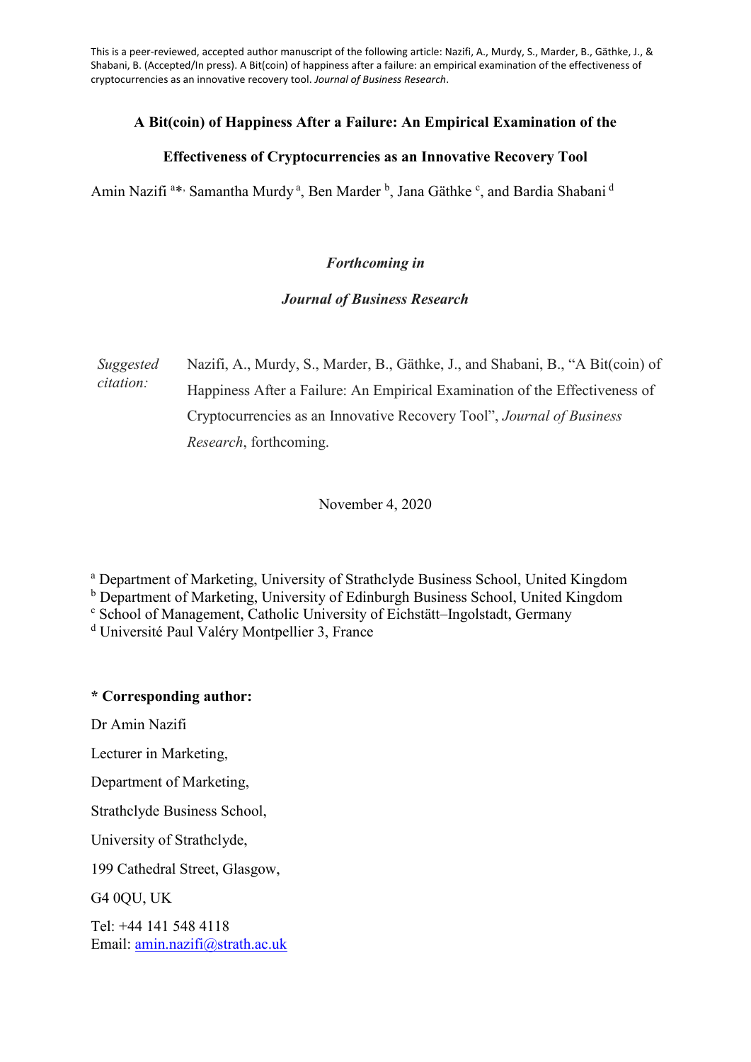This is a peer-reviewed, accepted author manuscript of the following article: Nazifi, A., Murdy, S., Marder, B., Gäthke, J., & Shabani, B. (Accepted/In press). A Bit(coin) of happiness after a failure: an empirical examination of the effectiveness of cryptocurrencies as an innovative recovery tool. *Journal of Business Research*.

# A Bit(coin) of Happiness After a Failure: An Empirical Examination of the Effectiveness of Cryptocurrencies as an Innovative Recovery Tool

Amin Nazifi [a]*, Samantha Murdy [a], Ben Marder [b], Jana Gäthke [c], and Bardia Shabani [d]

***Forthcoming in***

***Journal of Business Research***

*Suggested citation:* Nazifi, A., Murdy, S., Marder, B., Gäthke, J., and Shabani, B., "A Bit(coin) of Happiness After a Failure: An Empirical Examination of the Effectiveness of Cryptocurrencies as an Innovative Recovery Tool", *Journal of Business Research*, forthcoming.

November 4, 2020

[a] Department of Marketing, University of Strathclyde Business School, United Kingdom
[b] Department of Marketing, University of Edinburgh Business School, United Kingdom
[c] School of Management, Catholic University of Eichstätt–Ingolstadt, Germany
[d] Université Paul Valéry Montpellier 3, France

**\* Corresponding author:**

Dr Amin Nazifi

Lecturer in Marketing,

Department of Marketing,

Strathclyde Business School,

University of Strathclyde,

199 Cathedral Street, Glasgow,

G4 0QU, UK

Tel: +44 141 548 4118
Email: amin.nazifi@strath.ac.uk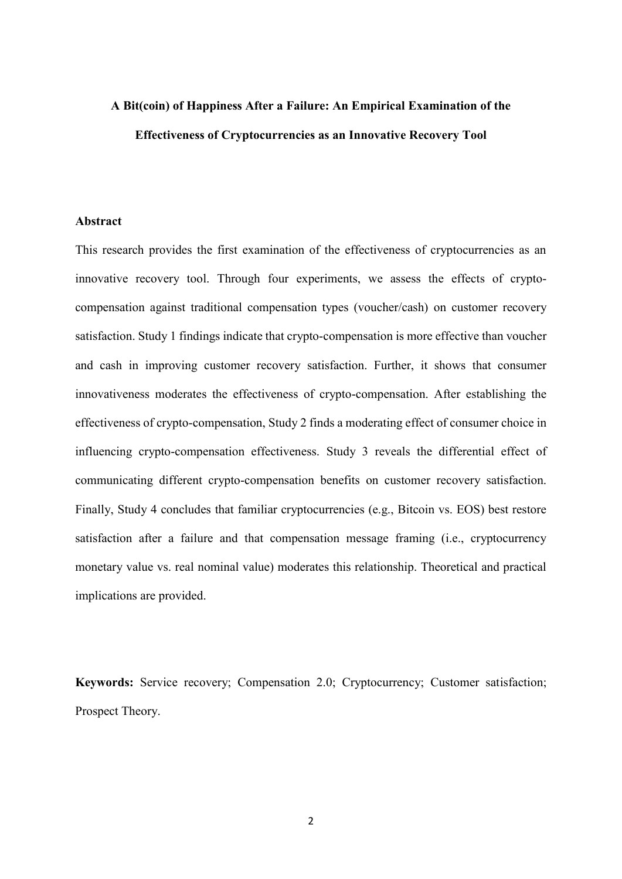# A Bit(coin) of Happiness After a Failure: An Empirical Examination of the Effectiveness of Cryptocurrencies as an Innovative Recovery Tool

## Abstract

This research provides the first examination of the effectiveness of cryptocurrencies as an innovative recovery tool. Through four experiments, we assess the effects of crypto-compensation against traditional compensation types (voucher/cash) on customer recovery satisfaction. Study 1 findings indicate that crypto-compensation is more effective than voucher and cash in improving customer recovery satisfaction. Further, it shows that consumer innovativeness moderates the effectiveness of crypto-compensation. After establishing the effectiveness of crypto-compensation, Study 2 finds a moderating effect of consumer choice in influencing crypto-compensation effectiveness. Study 3 reveals the differential effect of communicating different crypto-compensation benefits on customer recovery satisfaction. Finally, Study 4 concludes that familiar cryptocurrencies (e.g., Bitcoin vs. EOS) best restore satisfaction after a failure and that compensation message framing (i.e., cryptocurrency monetary value vs. real nominal value) moderates this relationship. Theoretical and practical implications are provided.

**Keywords:** Service recovery; Compensation 2.0; Cryptocurrency; Customer satisfaction; Prospect Theory.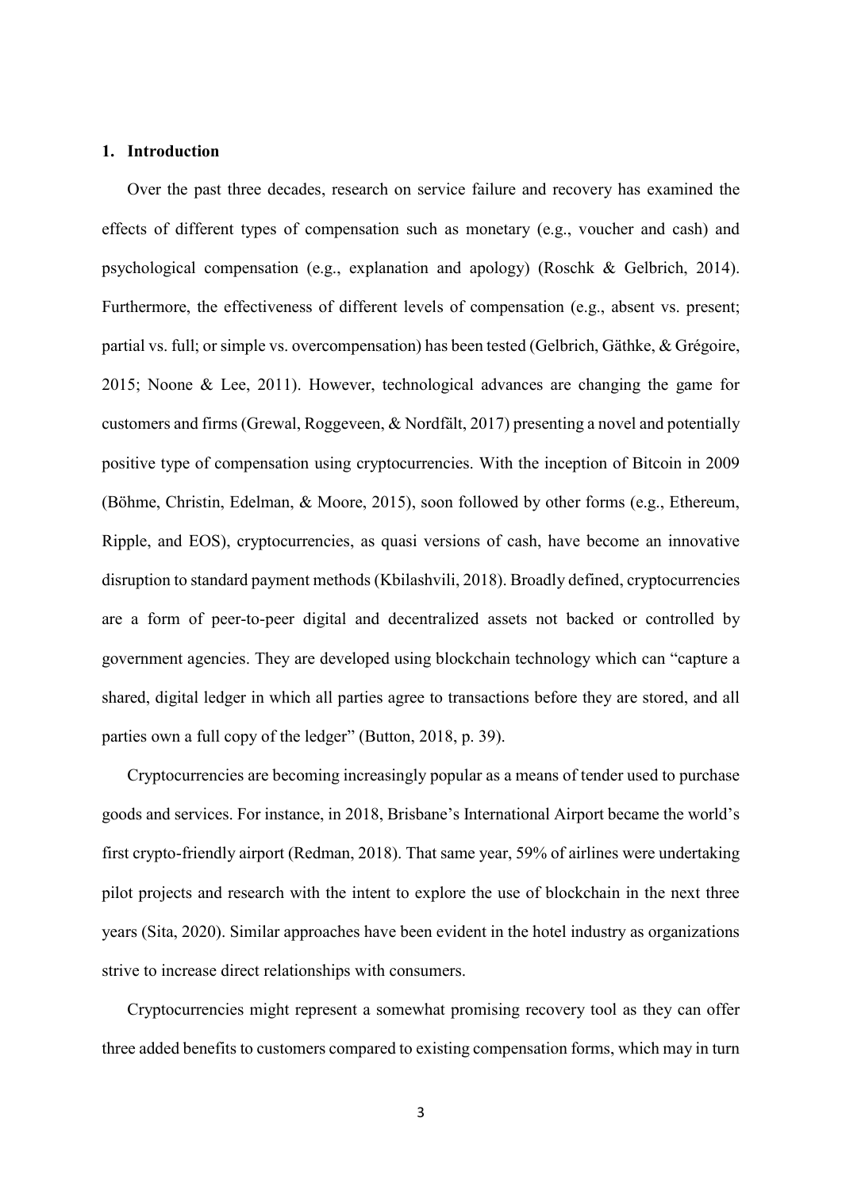## 1. Introduction

Over the past three decades, research on service failure and recovery has examined the effects of different types of compensation such as monetary (e.g., voucher and cash) and psychological compensation (e.g., explanation and apology) (Roschk & Gelbrich, 2014). Furthermore, the effectiveness of different levels of compensation (e.g., absent vs. present; partial vs. full; or simple vs. overcompensation) has been tested (Gelbrich, Gäthke, & Grégoire, 2015; Noone & Lee, 2011). However, technological advances are changing the game for customers and firms (Grewal, Roggeveen, & Nordfält, 2017) presenting a novel and potentially positive type of compensation using cryptocurrencies. With the inception of Bitcoin in 2009 (Böhme, Christin, Edelman, & Moore, 2015), soon followed by other forms (e.g., Ethereum, Ripple, and EOS), cryptocurrencies, as quasi versions of cash, have become an innovative disruption to standard payment methods (Kbilashvili, 2018). Broadly defined, cryptocurrencies are a form of peer-to-peer digital and decentralized assets not backed or controlled by government agencies. They are developed using blockchain technology which can "capture a shared, digital ledger in which all parties agree to transactions before they are stored, and all parties own a full copy of the ledger" (Button, 2018, p. 39).

Cryptocurrencies are becoming increasingly popular as a means of tender used to purchase goods and services. For instance, in 2018, Brisbane's International Airport became the world's first crypto-friendly airport (Redman, 2018). That same year, 59% of airlines were undertaking pilot projects and research with the intent to explore the use of blockchain in the next three years (Sita, 2020). Similar approaches have been evident in the hotel industry as organizations strive to increase direct relationships with consumers.

Cryptocurrencies might represent a somewhat promising recovery tool as they can offer three added benefits to customers compared to existing compensation forms, which may in turn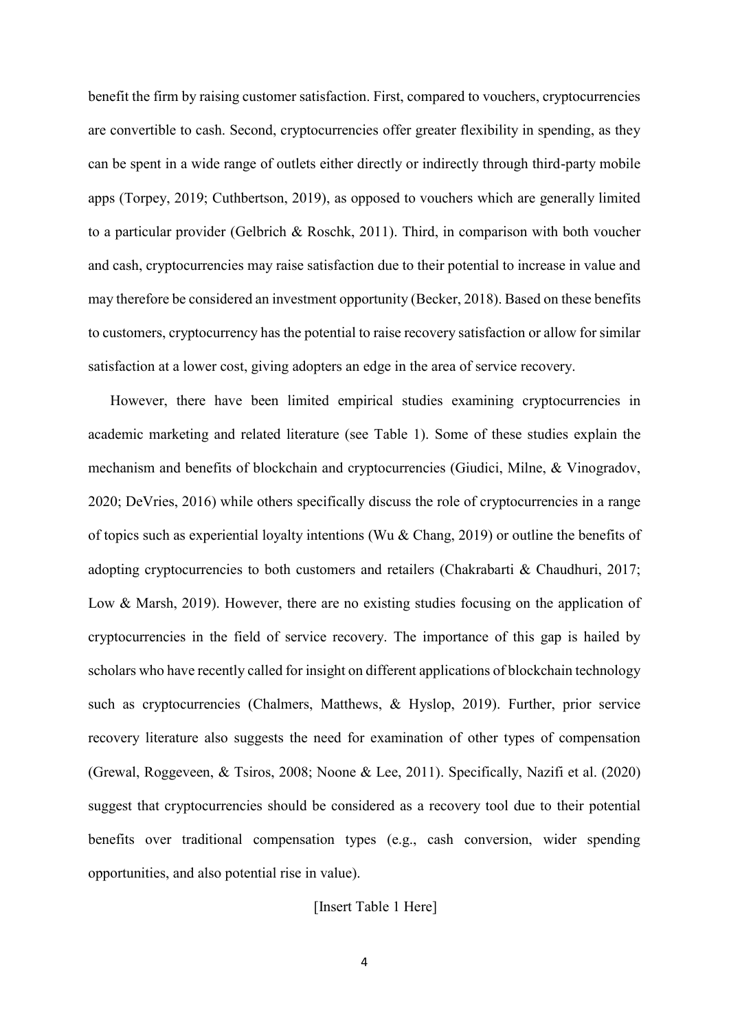benefit the firm by raising customer satisfaction. First, compared to vouchers, cryptocurrencies are convertible to cash. Second, cryptocurrencies offer greater flexibility in spending, as they can be spent in a wide range of outlets either directly or indirectly through third-party mobile apps (Torpey, 2019; Cuthbertson, 2019), as opposed to vouchers which are generally limited to a particular provider (Gelbrich & Roschk, 2011). Third, in comparison with both voucher and cash, cryptocurrencies may raise satisfaction due to their potential to increase in value and may therefore be considered an investment opportunity (Becker, 2018). Based on these benefits to customers, cryptocurrency has the potential to raise recovery satisfaction or allow for similar satisfaction at a lower cost, giving adopters an edge in the area of service recovery.

However, there have been limited empirical studies examining cryptocurrencies in academic marketing and related literature (see Table 1). Some of these studies explain the mechanism and benefits of blockchain and cryptocurrencies (Giudici, Milne, & Vinogradov, 2020; DeVries, 2016) while others specifically discuss the role of cryptocurrencies in a range of topics such as experiential loyalty intentions (Wu & Chang, 2019) or outline the benefits of adopting cryptocurrencies to both customers and retailers (Chakrabarti & Chaudhuri, 2017; Low & Marsh, 2019). However, there are no existing studies focusing on the application of cryptocurrencies in the field of service recovery. The importance of this gap is hailed by scholars who have recently called for insight on different applications of blockchain technology such as cryptocurrencies (Chalmers, Matthews, & Hyslop, 2019). Further, prior service recovery literature also suggests the need for examination of other types of compensation (Grewal, Roggeveen, & Tsiros, 2008; Noone & Lee, 2011). Specifically, Nazifi et al. (2020) suggest that cryptocurrencies should be considered as a recovery tool due to their potential benefits over traditional compensation types (e.g., cash conversion, wider spending opportunities, and also potential rise in value).

[Insert Table 1 Here]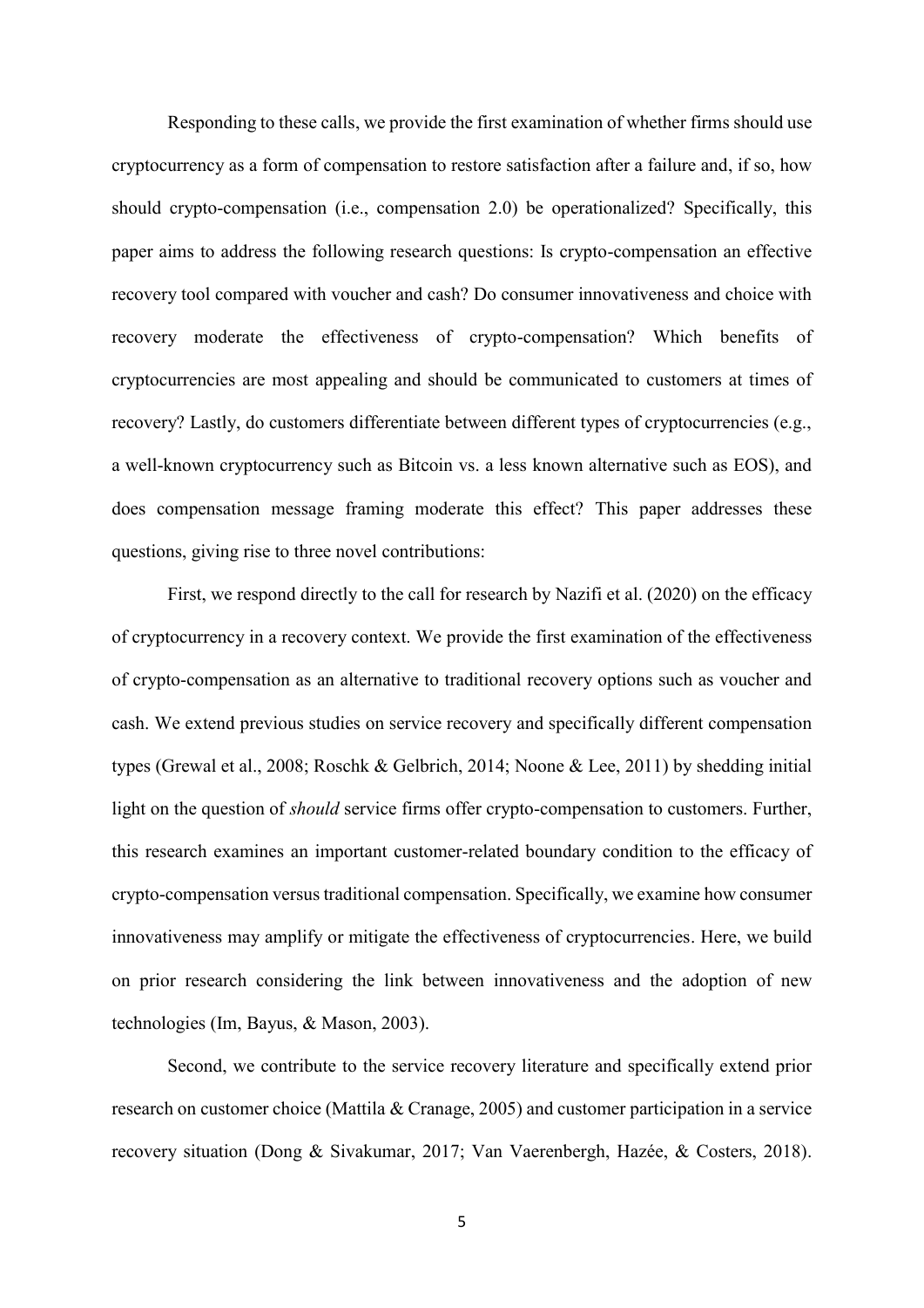Responding to these calls, we provide the first examination of whether firms should use cryptocurrency as a form of compensation to restore satisfaction after a failure and, if so, how should crypto-compensation (i.e., compensation 2.0) be operationalized? Specifically, this paper aims to address the following research questions: Is crypto-compensation an effective recovery tool compared with voucher and cash? Do consumer innovativeness and choice with recovery moderate the effectiveness of crypto-compensation? Which benefits of cryptocurrencies are most appealing and should be communicated to customers at times of recovery? Lastly, do customers differentiate between different types of cryptocurrencies (e.g., a well-known cryptocurrency such as Bitcoin vs. a less known alternative such as EOS), and does compensation message framing moderate this effect? This paper addresses these questions, giving rise to three novel contributions:

First, we respond directly to the call for research by Nazifi et al. (2020) on the efficacy of cryptocurrency in a recovery context. We provide the first examination of the effectiveness of crypto-compensation as an alternative to traditional recovery options such as voucher and cash. We extend previous studies on service recovery and specifically different compensation types (Grewal et al., 2008; Roschk & Gelbrich, 2014; Noone & Lee, 2011) by shedding initial light on the question of *should* service firms offer crypto-compensation to customers. Further, this research examines an important customer-related boundary condition to the efficacy of crypto-compensation versus traditional compensation. Specifically, we examine how consumer innovativeness may amplify or mitigate the effectiveness of cryptocurrencies. Here, we build on prior research considering the link between innovativeness and the adoption of new technologies (Im, Bayus, & Mason, 2003).

Second, we contribute to the service recovery literature and specifically extend prior research on customer choice (Mattila & Cranage, 2005) and customer participation in a service recovery situation (Dong & Sivakumar, 2017; Van Vaerenbergh, Hazée, & Costers, 2018).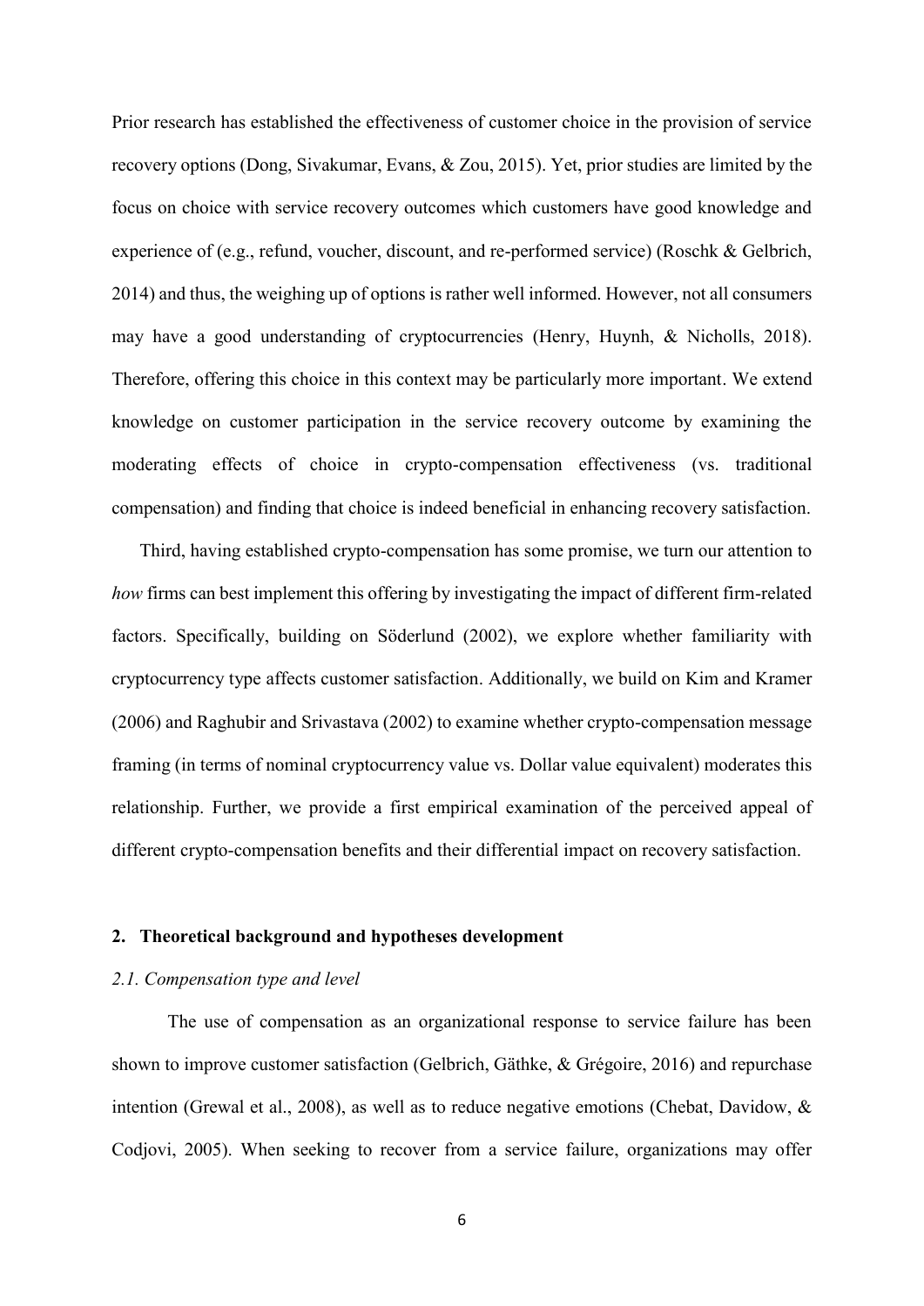Prior research has established the effectiveness of customer choice in the provision of service recovery options (Dong, Sivakumar, Evans, & Zou, 2015). Yet, prior studies are limited by the focus on choice with service recovery outcomes which customers have good knowledge and experience of (e.g., refund, voucher, discount, and re-performed service) (Roschk & Gelbrich, 2014) and thus, the weighing up of options is rather well informed. However, not all consumers may have a good understanding of cryptocurrencies (Henry, Huynh, & Nicholls, 2018). Therefore, offering this choice in this context may be particularly more important. We extend knowledge on customer participation in the service recovery outcome by examining the moderating effects of choice in crypto-compensation effectiveness (vs. traditional compensation) and finding that choice is indeed beneficial in enhancing recovery satisfaction.

Third, having established crypto-compensation has some promise, we turn our attention to *how* firms can best implement this offering by investigating the impact of different firm-related factors. Specifically, building on Söderlund (2002), we explore whether familiarity with cryptocurrency type affects customer satisfaction. Additionally, we build on Kim and Kramer (2006) and Raghubir and Srivastava (2002) to examine whether crypto-compensation message framing (in terms of nominal cryptocurrency value vs. Dollar value equivalent) moderates this relationship. Further, we provide a first empirical examination of the perceived appeal of different crypto-compensation benefits and their differential impact on recovery satisfaction.

## 2. Theoretical background and hypotheses development

### *2.1. Compensation type and level*

The use of compensation as an organizational response to service failure has been shown to improve customer satisfaction (Gelbrich, Gäthke, & Grégoire, 2016) and repurchase intention (Grewal et al., 2008), as well as to reduce negative emotions (Chebat, Davidow, & Codjovi, 2005). When seeking to recover from a service failure, organizations may offer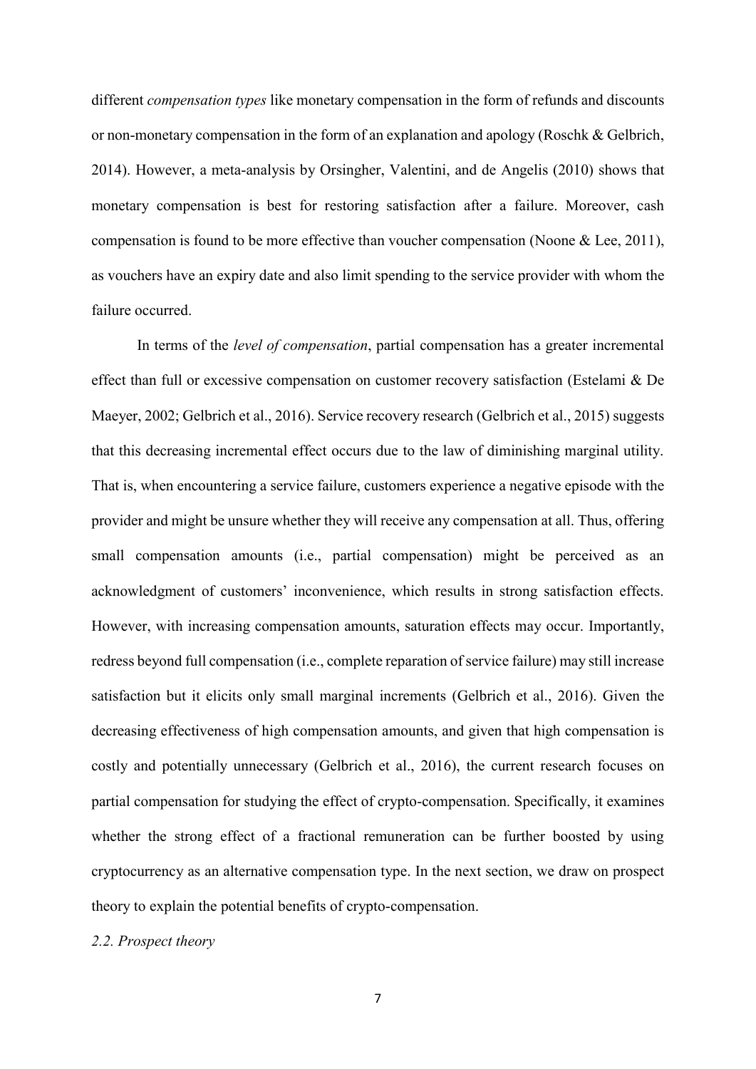different *compensation types* like monetary compensation in the form of refunds and discounts or non-monetary compensation in the form of an explanation and apology (Roschk & Gelbrich, 2014). However, a meta-analysis by Orsingher, Valentini, and de Angelis (2010) shows that monetary compensation is best for restoring satisfaction after a failure. Moreover, cash compensation is found to be more effective than voucher compensation (Noone & Lee, 2011), as vouchers have an expiry date and also limit spending to the service provider with whom the failure occurred.

In terms of the *level of compensation*, partial compensation has a greater incremental effect than full or excessive compensation on customer recovery satisfaction (Estelami & De Maeyer, 2002; Gelbrich et al., 2016). Service recovery research (Gelbrich et al., 2015) suggests that this decreasing incremental effect occurs due to the law of diminishing marginal utility. That is, when encountering a service failure, customers experience a negative episode with the provider and might be unsure whether they will receive any compensation at all. Thus, offering small compensation amounts (i.e., partial compensation) might be perceived as an acknowledgment of customers' inconvenience, which results in strong satisfaction effects. However, with increasing compensation amounts, saturation effects may occur. Importantly, redress beyond full compensation (i.e., complete reparation of service failure) may still increase satisfaction but it elicits only small marginal increments (Gelbrich et al., 2016). Given the decreasing effectiveness of high compensation amounts, and given that high compensation is costly and potentially unnecessary (Gelbrich et al., 2016), the current research focuses on partial compensation for studying the effect of crypto-compensation. Specifically, it examines whether the strong effect of a fractional remuneration can be further boosted by using cryptocurrency as an alternative compensation type. In the next section, we draw on prospect theory to explain the potential benefits of crypto-compensation.

### *2.2. Prospect theory*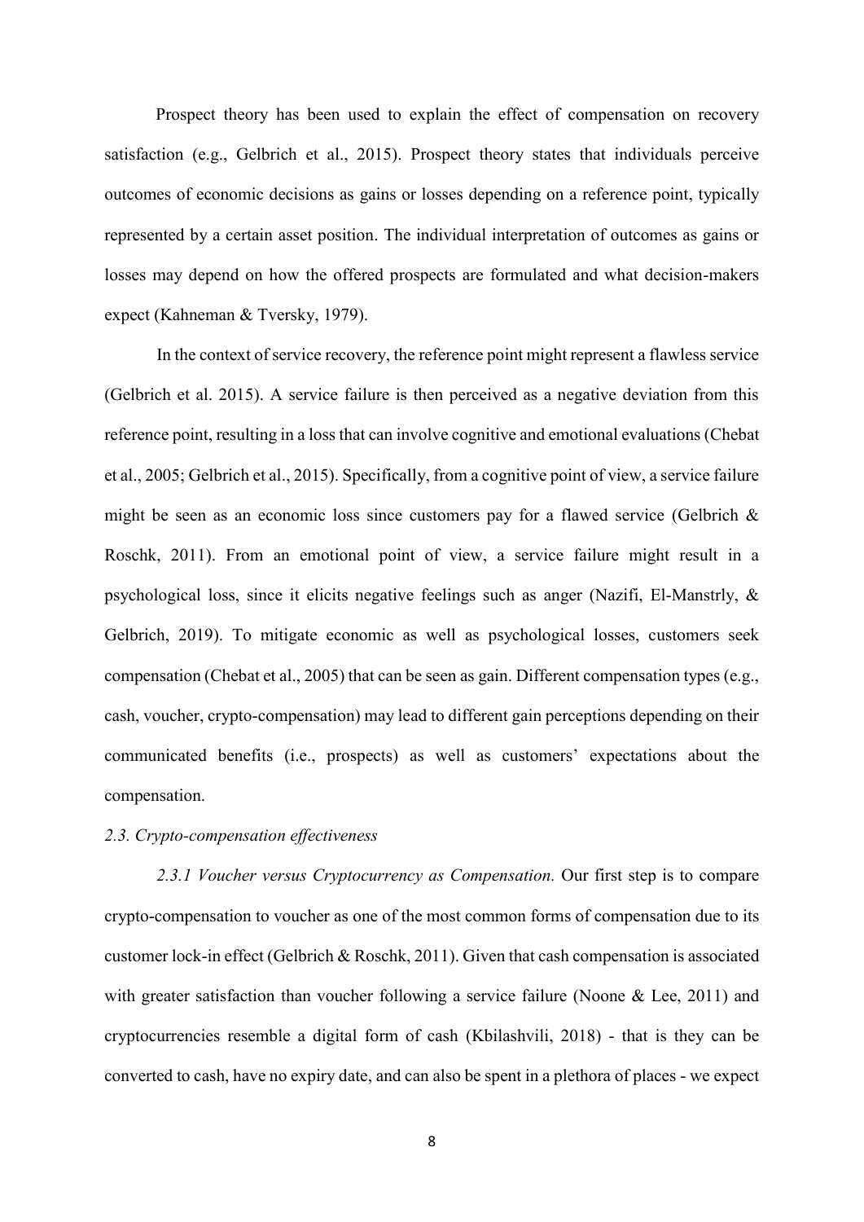Prospect theory has been used to explain the effect of compensation on recovery satisfaction (e.g., Gelbrich et al., 2015). Prospect theory states that individuals perceive outcomes of economic decisions as gains or losses depending on a reference point, typically represented by a certain asset position. The individual interpretation of outcomes as gains or losses may depend on how the offered prospects are formulated and what decision-makers expect (Kahneman & Tversky, 1979).

In the context of service recovery, the reference point might represent a flawless service (Gelbrich et al. 2015). A service failure is then perceived as a negative deviation from this reference point, resulting in a loss that can involve cognitive and emotional evaluations (Chebat et al., 2005; Gelbrich et al., 2015). Specifically, from a cognitive point of view, a service failure might be seen as an economic loss since customers pay for a flawed service (Gelbrich & Roschk, 2011). From an emotional point of view, a service failure might result in a psychological loss, since it elicits negative feelings such as anger (Nazifi, El-Manstrly, & Gelbrich, 2019). To mitigate economic as well as psychological losses, customers seek compensation (Chebat et al., 2005) that can be seen as gain. Different compensation types (e.g., cash, voucher, crypto-compensation) may lead to different gain perceptions depending on their communicated benefits (i.e., prospects) as well as customers' expectations about the compensation.

### *2.3. Crypto-compensation effectiveness*

*2.3.1 Voucher versus Cryptocurrency as Compensation.* Our first step is to compare crypto-compensation to voucher as one of the most common forms of compensation due to its customer lock-in effect (Gelbrich & Roschk, 2011). Given that cash compensation is associated with greater satisfaction than voucher following a service failure (Noone & Lee, 2011) and cryptocurrencies resemble a digital form of cash (Kbilashvili, 2018) - that is they can be converted to cash, have no expiry date, and can also be spent in a plethora of places - we expect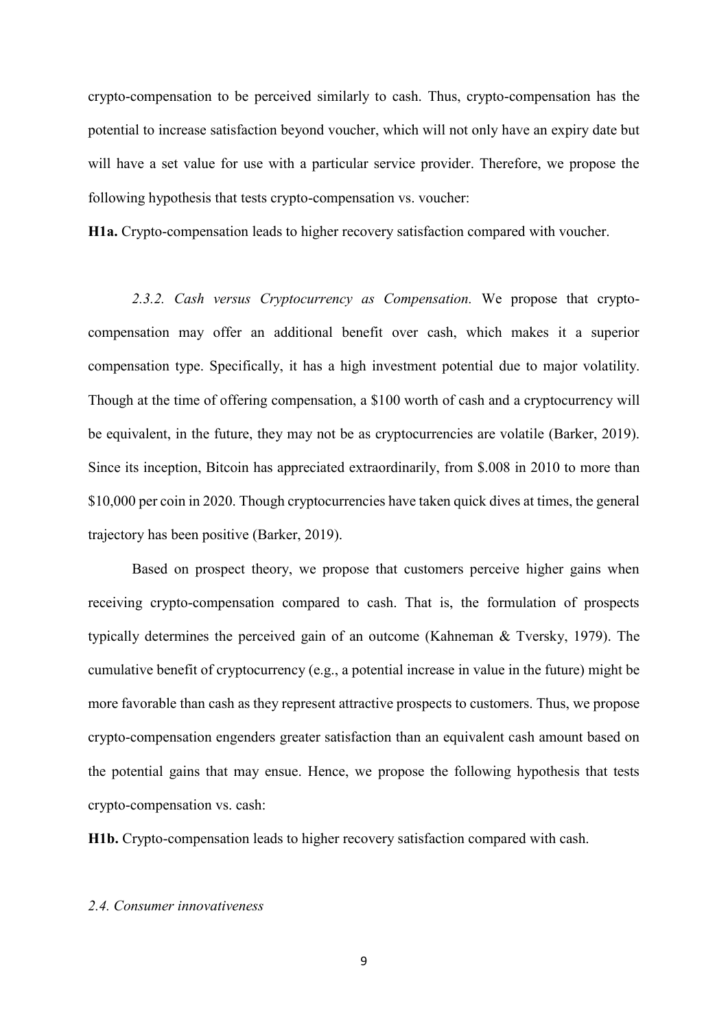crypto-compensation to be perceived similarly to cash. Thus, crypto-compensation has the potential to increase satisfaction beyond voucher, which will not only have an expiry date but will have a set value for use with a particular service provider. Therefore, we propose the following hypothesis that tests crypto-compensation vs. voucher:

**H1a.** Crypto-compensation leads to higher recovery satisfaction compared with voucher.

*2.3.2. Cash versus Cryptocurrency as Compensation.* We propose that crypto-compensation may offer an additional benefit over cash, which makes it a superior compensation type. Specifically, it has a high investment potential due to major volatility. Though at the time of offering compensation, a $100 worth of cash and a cryptocurrency will be equivalent, in the future, they may not be as cryptocurrencies are volatile (Barker, 2019). Since its inception, Bitcoin has appreciated extraordinarily, from $.008 in 2010 to more than $10,000 per coin in 2020. Though cryptocurrencies have taken quick dives at times, the general trajectory has been positive (Barker, 2019).

Based on prospect theory, we propose that customers perceive higher gains when receiving crypto-compensation compared to cash. That is, the formulation of prospects typically determines the perceived gain of an outcome (Kahneman & Tversky, 1979). The cumulative benefit of cryptocurrency (e.g., a potential increase in value in the future) might be more favorable than cash as they represent attractive prospects to customers. Thus, we propose crypto-compensation engenders greater satisfaction than an equivalent cash amount based on the potential gains that may ensue. Hence, we propose the following hypothesis that tests crypto-compensation vs. cash:

**H1b.** Crypto-compensation leads to higher recovery satisfaction compared with cash.

### *2.4. Consumer innovativeness*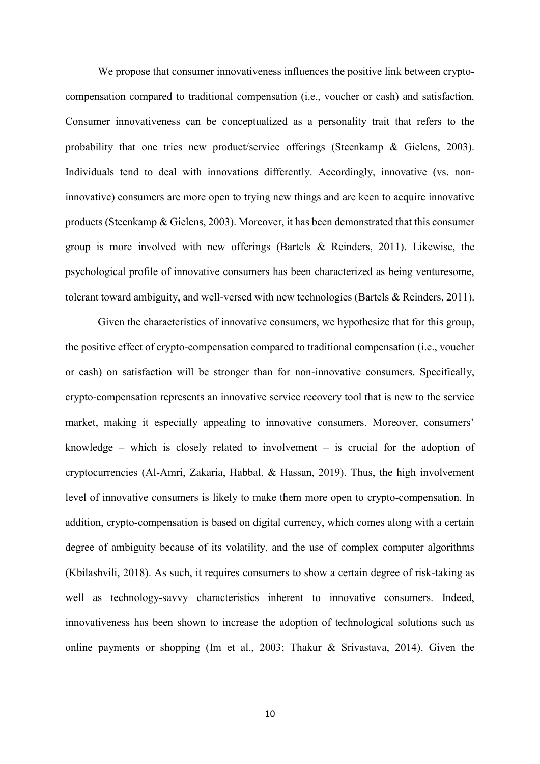We propose that consumer innovativeness influences the positive link between crypto-compensation compared to traditional compensation (i.e., voucher or cash) and satisfaction. Consumer innovativeness can be conceptualized as a personality trait that refers to the probability that one tries new product/service offerings (Steenkamp & Gielens, 2003). Individuals tend to deal with innovations differently. Accordingly, innovative (vs. non-innovative) consumers are more open to trying new things and are keen to acquire innovative products (Steenkamp & Gielens, 2003). Moreover, it has been demonstrated that this consumer group is more involved with new offerings (Bartels & Reinders, 2011). Likewise, the psychological profile of innovative consumers has been characterized as being venturesome, tolerant toward ambiguity, and well-versed with new technologies (Bartels & Reinders, 2011).

Given the characteristics of innovative consumers, we hypothesize that for this group, the positive effect of crypto-compensation compared to traditional compensation (i.e., voucher or cash) on satisfaction will be stronger than for non-innovative consumers. Specifically, crypto-compensation represents an innovative service recovery tool that is new to the service market, making it especially appealing to innovative consumers. Moreover, consumers' knowledge – which is closely related to involvement – is crucial for the adoption of cryptocurrencies (Al-Amri, Zakaria, Habbal, & Hassan, 2019). Thus, the high involvement level of innovative consumers is likely to make them more open to crypto-compensation. In addition, crypto-compensation is based on digital currency, which comes along with a certain degree of ambiguity because of its volatility, and the use of complex computer algorithms (Kbilashvili, 2018). As such, it requires consumers to show a certain degree of risk-taking as well as technology-savvy characteristics inherent to innovative consumers. Indeed, innovativeness has been shown to increase the adoption of technological solutions such as online payments or shopping (Im et al., 2003; Thakur & Srivastava, 2014). Given the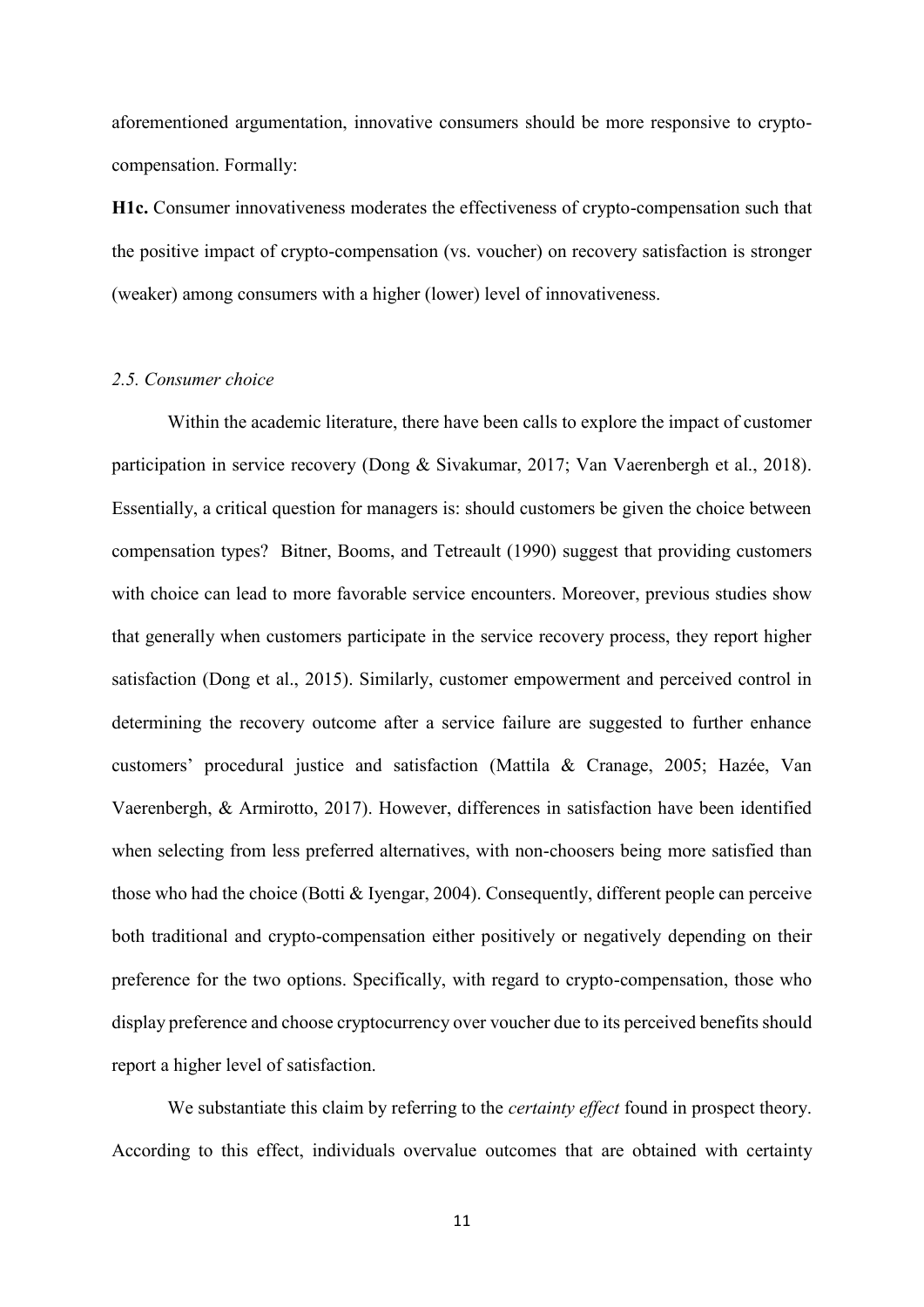aforementioned argumentation, innovative consumers should be more responsive to crypto-compensation. Formally:

**H1c.** Consumer innovativeness moderates the effectiveness of crypto-compensation such that the positive impact of crypto-compensation (vs. voucher) on recovery satisfaction is stronger (weaker) among consumers with a higher (lower) level of innovativeness.

### *2.5. Consumer choice*

Within the academic literature, there have been calls to explore the impact of customer participation in service recovery (Dong & Sivakumar, 2017; Van Vaerenbergh et al., 2018). Essentially, a critical question for managers is: should customers be given the choice between compensation types? Bitner, Booms, and Tetreault (1990) suggest that providing customers with choice can lead to more favorable service encounters. Moreover, previous studies show that generally when customers participate in the service recovery process, they report higher satisfaction (Dong et al., 2015). Similarly, customer empowerment and perceived control in determining the recovery outcome after a service failure are suggested to further enhance customers' procedural justice and satisfaction (Mattila & Cranage, 2005; Hazée, Van Vaerenbergh, & Armirotto, 2017). However, differences in satisfaction have been identified when selecting from less preferred alternatives, with non-choosers being more satisfied than those who had the choice (Botti & Iyengar, 2004). Consequently, different people can perceive both traditional and crypto-compensation either positively or negatively depending on their preference for the two options. Specifically, with regard to crypto-compensation, those who display preference and choose cryptocurrency over voucher due to its perceived benefits should report a higher level of satisfaction.

We substantiate this claim by referring to the *certainty effect* found in prospect theory. According to this effect, individuals overvalue outcomes that are obtained with certainty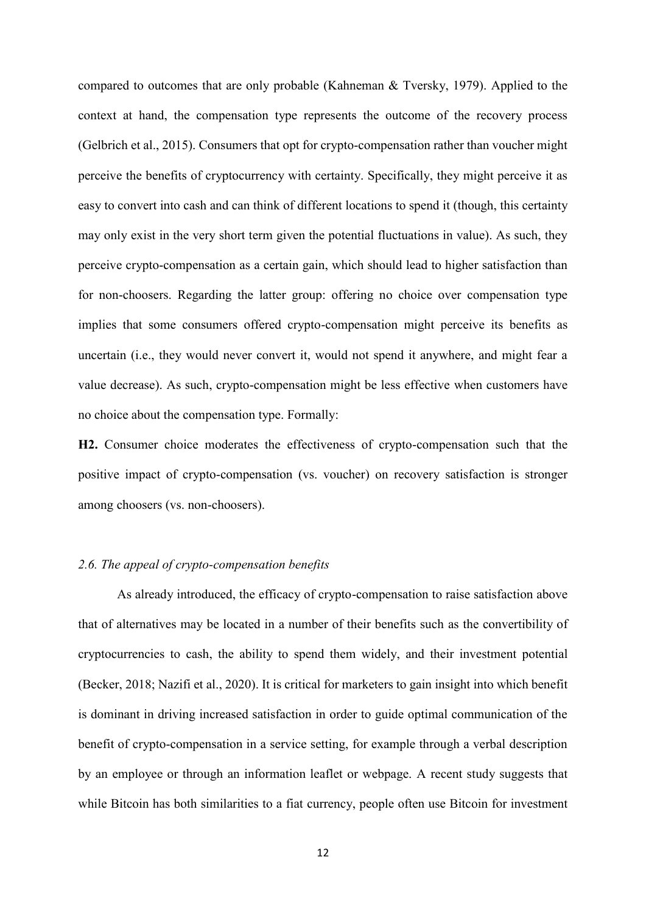compared to outcomes that are only probable (Kahneman & Tversky, 1979). Applied to the context at hand, the compensation type represents the outcome of the recovery process (Gelbrich et al., 2015). Consumers that opt for crypto-compensation rather than voucher might perceive the benefits of cryptocurrency with certainty. Specifically, they might perceive it as easy to convert into cash and can think of different locations to spend it (though, this certainty may only exist in the very short term given the potential fluctuations in value). As such, they perceive crypto-compensation as a certain gain, which should lead to higher satisfaction than for non-choosers. Regarding the latter group: offering no choice over compensation type implies that some consumers offered crypto-compensation might perceive its benefits as uncertain (i.e., they would never convert it, would not spend it anywhere, and might fear a value decrease). As such, crypto-compensation might be less effective when customers have no choice about the compensation type. Formally:

**H2.** Consumer choice moderates the effectiveness of crypto-compensation such that the positive impact of crypto-compensation (vs. voucher) on recovery satisfaction is stronger among choosers (vs. non-choosers).

### *2.6. The appeal of crypto-compensation benefits*

As already introduced, the efficacy of crypto-compensation to raise satisfaction above that of alternatives may be located in a number of their benefits such as the convertibility of cryptocurrencies to cash, the ability to spend them widely, and their investment potential (Becker, 2018; Nazifi et al., 2020). It is critical for marketers to gain insight into which benefit is dominant in driving increased satisfaction in order to guide optimal communication of the benefit of crypto-compensation in a service setting, for example through a verbal description by an employee or through an information leaflet or webpage. A recent study suggests that while Bitcoin has both similarities to a fiat currency, people often use Bitcoin for investment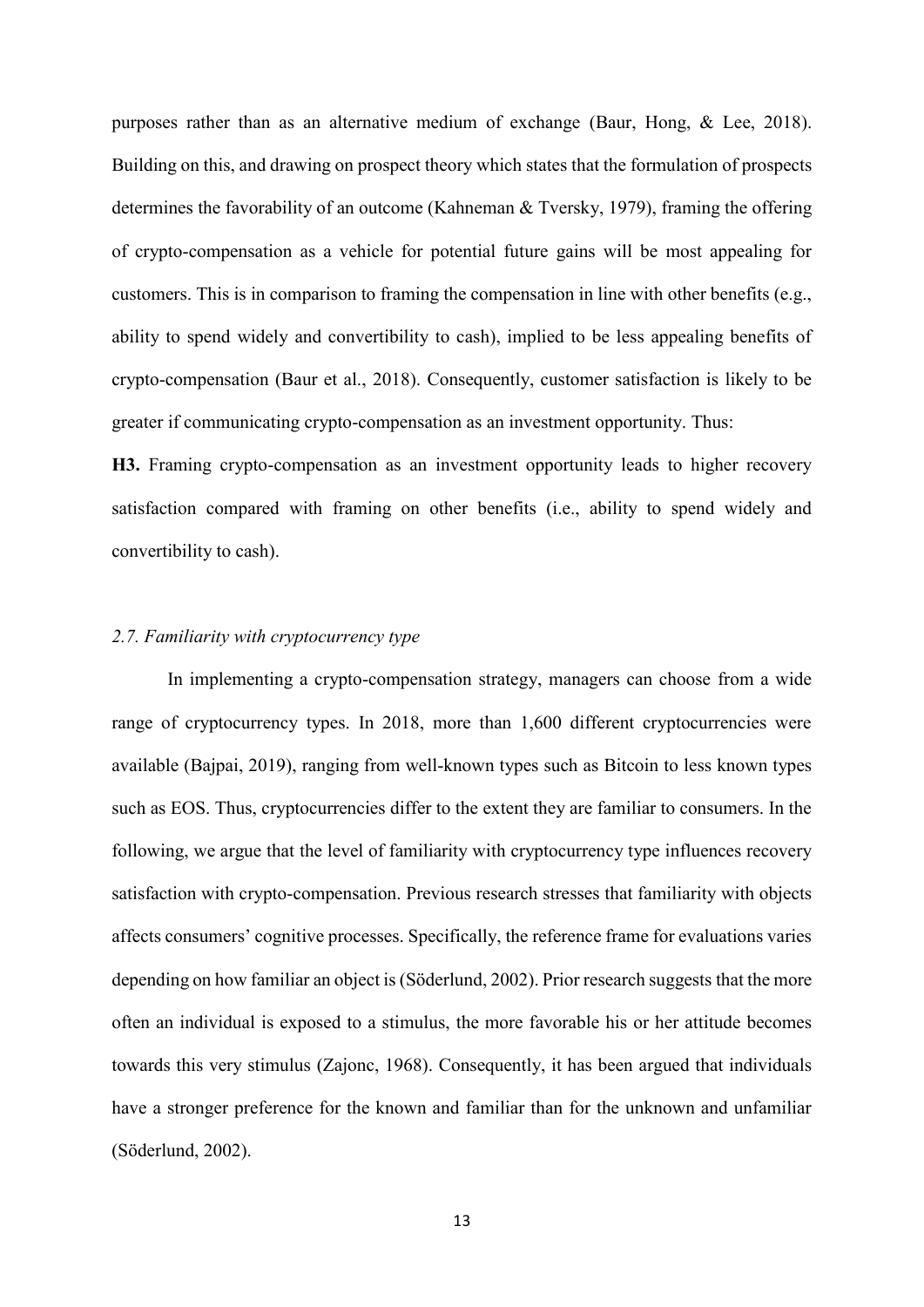purposes rather than as an alternative medium of exchange (Baur, Hong, & Lee, 2018). Building on this, and drawing on prospect theory which states that the formulation of prospects determines the favorability of an outcome (Kahneman & Tversky, 1979), framing the offering of crypto-compensation as a vehicle for potential future gains will be most appealing for customers. This is in comparison to framing the compensation in line with other benefits (e.g., ability to spend widely and convertibility to cash), implied to be less appealing benefits of crypto-compensation (Baur et al., 2018). Consequently, customer satisfaction is likely to be greater if communicating crypto-compensation as an investment opportunity. Thus:

**H3.** Framing crypto-compensation as an investment opportunity leads to higher recovery satisfaction compared with framing on other benefits (i.e., ability to spend widely and convertibility to cash).

### *2.7. Familiarity with cryptocurrency type*

In implementing a crypto-compensation strategy, managers can choose from a wide range of cryptocurrency types. In 2018, more than 1,600 different cryptocurrencies were available (Bajpai, 2019), ranging from well-known types such as Bitcoin to less known types such as EOS. Thus, cryptocurrencies differ to the extent they are familiar to consumers. In the following, we argue that the level of familiarity with cryptocurrency type influences recovery satisfaction with crypto-compensation. Previous research stresses that familiarity with objects affects consumers' cognitive processes. Specifically, the reference frame for evaluations varies depending on how familiar an object is (Söderlund, 2002). Prior research suggests that the more often an individual is exposed to a stimulus, the more favorable his or her attitude becomes towards this very stimulus (Zajonc, 1968). Consequently, it has been argued that individuals have a stronger preference for the known and familiar than for the unknown and unfamiliar (Söderlund, 2002).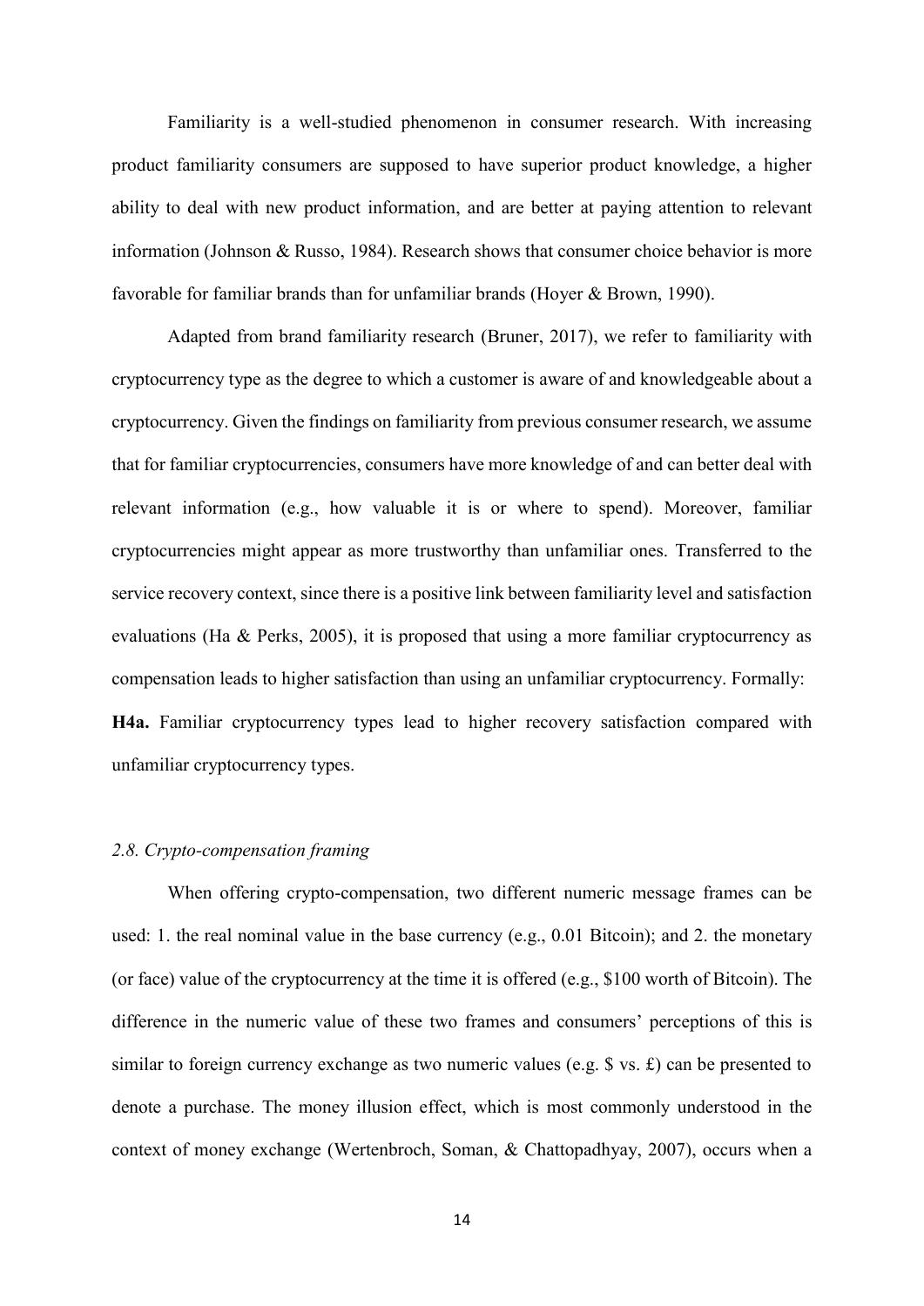Familiarity is a well-studied phenomenon in consumer research. With increasing product familiarity consumers are supposed to have superior product knowledge, a higher ability to deal with new product information, and are better at paying attention to relevant information (Johnson & Russo, 1984). Research shows that consumer choice behavior is more favorable for familiar brands than for unfamiliar brands (Hoyer & Brown, 1990).

Adapted from brand familiarity research (Bruner, 2017), we refer to familiarity with cryptocurrency type as the degree to which a customer is aware of and knowledgeable about a cryptocurrency. Given the findings on familiarity from previous consumer research, we assume that for familiar cryptocurrencies, consumers have more knowledge of and can better deal with relevant information (e.g., how valuable it is or where to spend). Moreover, familiar cryptocurrencies might appear as more trustworthy than unfamiliar ones. Transferred to the service recovery context, since there is a positive link between familiarity level and satisfaction evaluations (Ha & Perks, 2005), it is proposed that using a more familiar cryptocurrency as compensation leads to higher satisfaction than using an unfamiliar cryptocurrency. Formally:

**H4a.** Familiar cryptocurrency types lead to higher recovery satisfaction compared with unfamiliar cryptocurrency types.

### *2.8. Crypto-compensation framing*

When offering crypto-compensation, two different numeric message frames can be used: 1. the real nominal value in the base currency (e.g., 0.01 Bitcoin); and 2. the monetary (or face) value of the cryptocurrency at the time it is offered (e.g., $100 worth of Bitcoin). The difference in the numeric value of these two frames and consumers' perceptions of this is similar to foreign currency exchange as two numeric values (e.g. $ vs. £) can be presented to denote a purchase. The money illusion effect, which is most commonly understood in the context of money exchange (Wertenbroch, Soman, & Chattopadhyay, 2007), occurs when a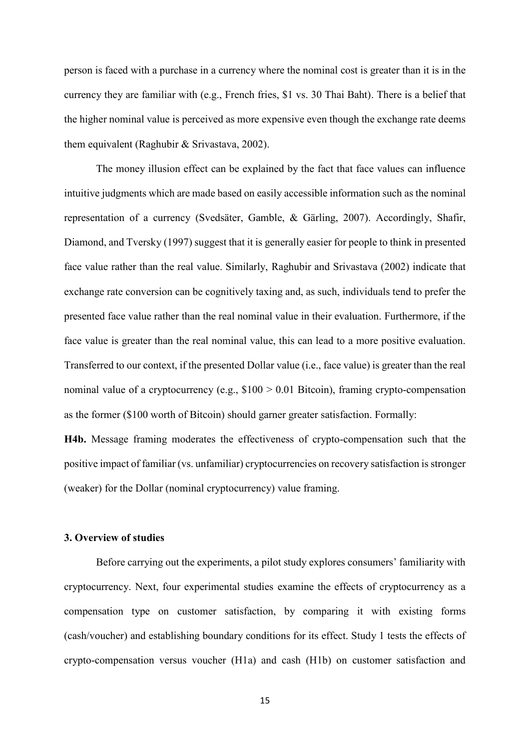person is faced with a purchase in a currency where the nominal cost is greater than it is in the currency they are familiar with (e.g., French fries, $1 vs. 30 Thai Baht). There is a belief that the higher nominal value is perceived as more expensive even though the exchange rate deems them equivalent (Raghubir & Srivastava, 2002).

The money illusion effect can be explained by the fact that face values can influence intuitive judgments which are made based on easily accessible information such as the nominal representation of a currency (Svedsäter, Gamble, & Gärling, 2007). Accordingly, Shafir, Diamond, and Tversky (1997) suggest that it is generally easier for people to think in presented face value rather than the real value. Similarly, Raghubir and Srivastava (2002) indicate that exchange rate conversion can be cognitively taxing and, as such, individuals tend to prefer the presented face value rather than the real nominal value in their evaluation. Furthermore, if the face value is greater than the real nominal value, this can lead to a more positive evaluation. Transferred to our context, if the presented Dollar value (i.e., face value) is greater than the real nominal value of a cryptocurrency (e.g., $100 > 0.01 Bitcoin), framing crypto-compensation as the former ($100 worth of Bitcoin) should garner greater satisfaction. Formally:

**H4b.** Message framing moderates the effectiveness of crypto-compensation such that the positive impact of familiar (vs. unfamiliar) cryptocurrencies on recovery satisfaction is stronger (weaker) for the Dollar (nominal cryptocurrency) value framing.

### 3. Overview of studies

Before carrying out the experiments, a pilot study explores consumers' familiarity with cryptocurrency. Next, four experimental studies examine the effects of cryptocurrency as a compensation type on customer satisfaction, by comparing it with existing forms (cash/voucher) and establishing boundary conditions for its effect. Study 1 tests the effects of crypto-compensation versus voucher (H1a) and cash (H1b) on customer satisfaction and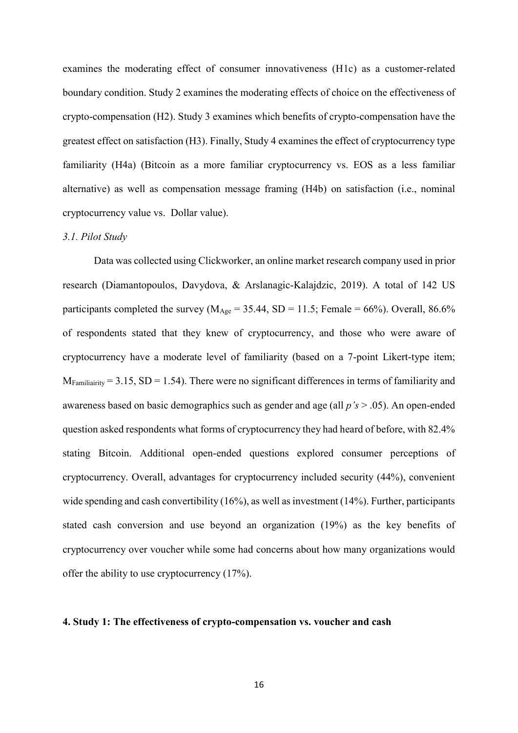examines the moderating effect of consumer innovativeness (H1c) as a customer-related boundary condition. Study 2 examines the moderating effects of choice on the effectiveness of crypto-compensation (H2). Study 3 examines which benefits of crypto-compensation have the greatest effect on satisfaction (H3). Finally, Study 4 examines the effect of cryptocurrency type familiarity (H4a) (Bitcoin as a more familiar cryptocurrency vs. EOS as a less familiar alternative) as well as compensation message framing (H4b) on satisfaction (i.e., nominal cryptocurrency value vs. Dollar value).

### *3.1. Pilot Study*

Data was collected using Clickworker, an online market research company used in prior research (Diamantopoulos, Davydova, & Arslanagic-Kalajdzic, 2019). A total of 142 US participants completed the survey ($M_{Age}$ = 35.44, SD = 11.5; Female = 66%). Overall, 86.6% of respondents stated that they knew of cryptocurrency, and those who were aware of cryptocurrency have a moderate level of familiarity (based on a 7-point Likert-type item; $M_{Familiairity}$ = 3.15, SD = 1.54). There were no significant differences in terms of familiarity and awareness based on basic demographics such as gender and age (all *p's* > .05). An open-ended question asked respondents what forms of cryptocurrency they had heard of before, with 82.4% stating Bitcoin. Additional open-ended questions explored consumer perceptions of cryptocurrency. Overall, advantages for cryptocurrency included security (44%), convenient wide spending and cash convertibility (16%), as well as investment (14%). Further, participants stated cash conversion and use beyond an organization (19%) as the key benefits of cryptocurrency over voucher while some had concerns about how many organizations would offer the ability to use cryptocurrency (17%).

## **4. Study 1: The effectiveness of crypto-compensation vs. voucher and cash**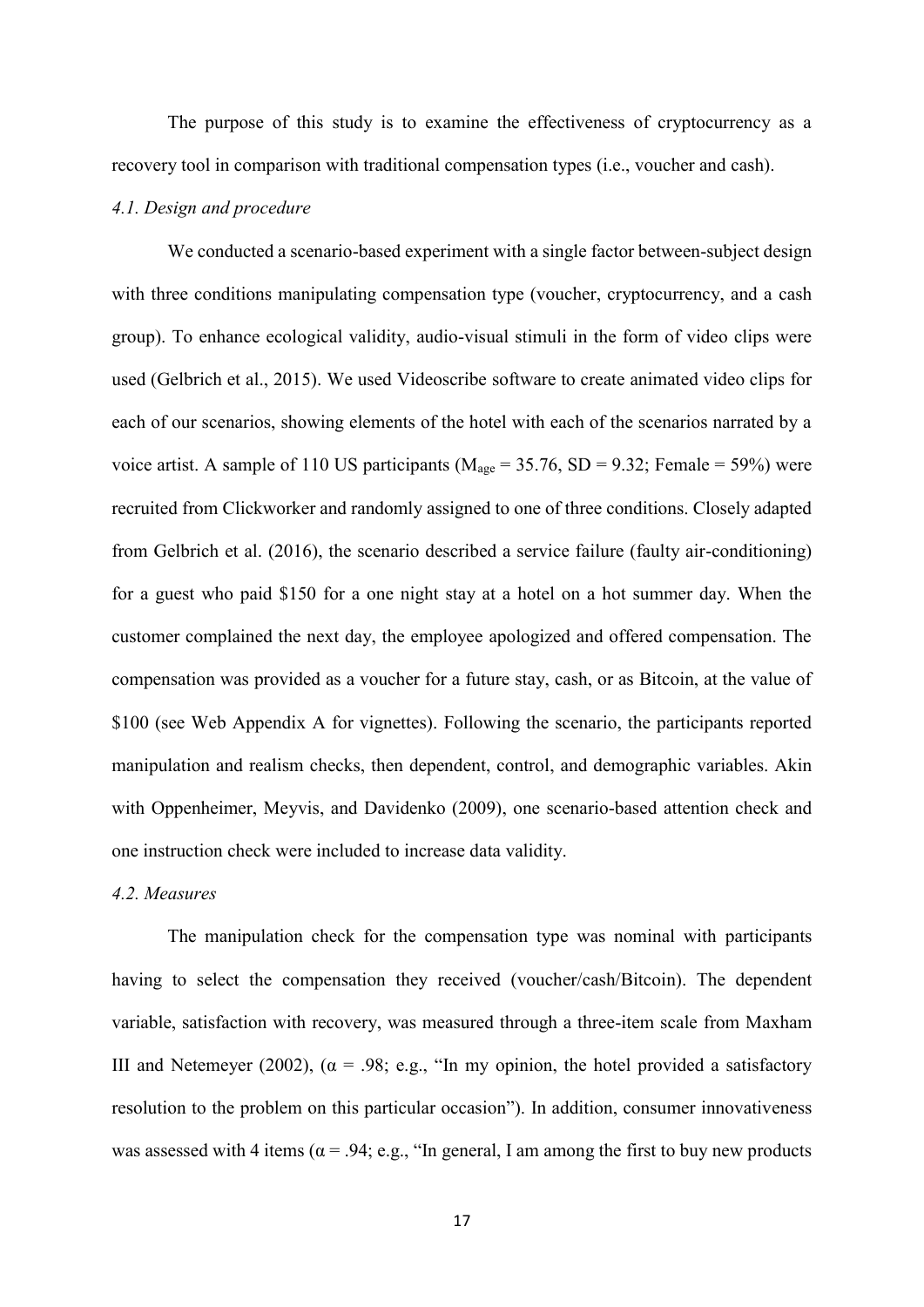The purpose of this study is to examine the effectiveness of cryptocurrency as a recovery tool in comparison with traditional compensation types (i.e., voucher and cash).

### *4.1. Design and procedure*

We conducted a scenario-based experiment with a single factor between-subject design with three conditions manipulating compensation type (voucher, cryptocurrency, and a cash group). To enhance ecological validity, audio-visual stimuli in the form of video clips were used (Gelbrich et al., 2015). We used Videoscribe software to create animated video clips for each of our scenarios, showing elements of the hotel with each of the scenarios narrated by a voice artist. A sample of 110 US participants ($M_{age}$ = 35.76, SD = 9.32; Female = 59%) were recruited from Clickworker and randomly assigned to one of three conditions. Closely adapted from Gelbrich et al. (2016), the scenario described a service failure (faulty air-conditioning) for a guest who paid $150 for a one night stay at a hotel on a hot summer day. When the customer complained the next day, the employee apologized and offered compensation. The compensation was provided as a voucher for a future stay, cash, or as Bitcoin, at the value of $100 (see Web Appendix A for vignettes). Following the scenario, the participants reported manipulation and realism checks, then dependent, control, and demographic variables. Akin with Oppenheimer, Meyvis, and Davidenko (2009), one scenario-based attention check and one instruction check were included to increase data validity.

### *4.2. Measures*

The manipulation check for the compensation type was nominal with participants having to select the compensation they received (voucher/cash/Bitcoin). The dependent variable, satisfaction with recovery, was measured through a three-item scale from Maxham III and Netemeyer (2002), ($\alpha$ = .98; e.g., "In my opinion, the hotel provided a satisfactory resolution to the problem on this particular occasion"). In addition, consumer innovativeness was assessed with 4 items ($\alpha$ = .94; e.g., "In general, I am among the first to buy new products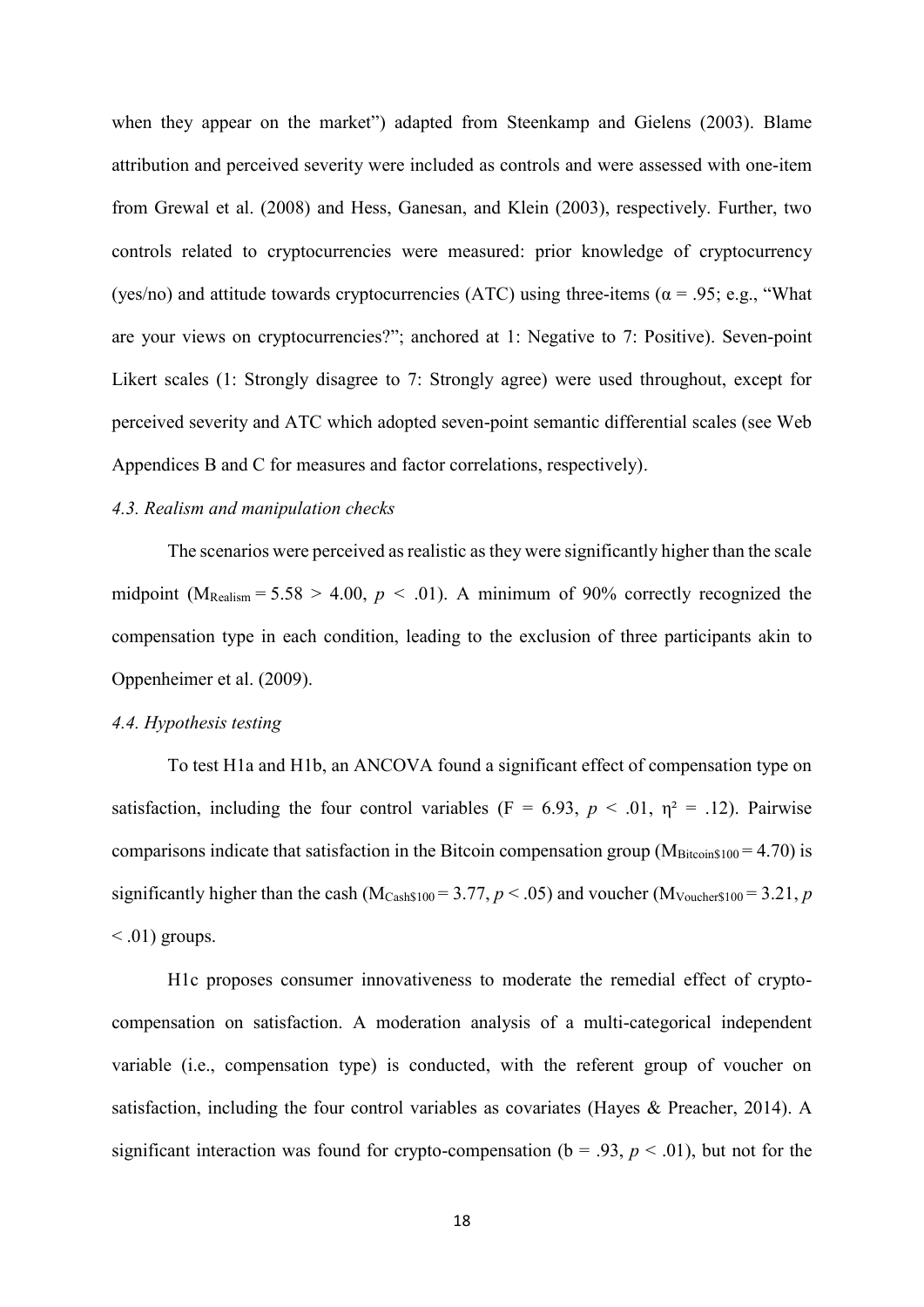when they appear on the market") adapted from Steenkamp and Gielens (2003). Blame attribution and perceived severity were included as controls and were assessed with one-item from Grewal et al. (2008) and Hess, Ganesan, and Klein (2003), respectively. Further, two controls related to cryptocurrencies were measured: prior knowledge of cryptocurrency (yes/no) and attitude towards cryptocurrencies (ATC) using three-items ($\alpha = .95$; e.g., "What are your views on cryptocurrencies?"; anchored at 1: Negative to 7: Positive). Seven-point Likert scales (1: Strongly disagree to 7: Strongly agree) were used throughout, except for perceived severity and ATC which adopted seven-point semantic differential scales (see Web Appendices B and C for measures and factor correlations, respectively).

*4.3. Realism and manipulation checks*

The scenarios were perceived as realistic as they were significantly higher than the scale midpoint ($M_{Realism} = 5.58 > 4.00$, $p < .01$). A minimum of 90% correctly recognized the compensation type in each condition, leading to the exclusion of three participants akin to Oppenheimer et al. (2009).

*4.4. Hypothesis testing*

To test H1a and H1b, an ANCOVA found a significant effect of compensation type on satisfaction, including the four control variables ($F = 6.93$, $p < .01$, $\eta^2 = .12$). Pairwise comparisons indicate that satisfaction in the Bitcoin compensation group ($M_{Bitcoin\$100} = 4.70$) is significantly higher than the cash ($M_{Cash\$100} = 3.77$, $p < .05$) and voucher ($M_{Voucher\$100} = 3.21$, $p < .01$) groups.

H1c proposes consumer innovativeness to moderate the remedial effect of crypto-compensation on satisfaction. A moderation analysis of a multi-categorical independent variable (i.e., compensation type) is conducted, with the referent group of voucher on satisfaction, including the four control variables as covariates (Hayes & Preacher, 2014). A significant interaction was found for crypto-compensation ($b = .93$, $p < .01$), but not for the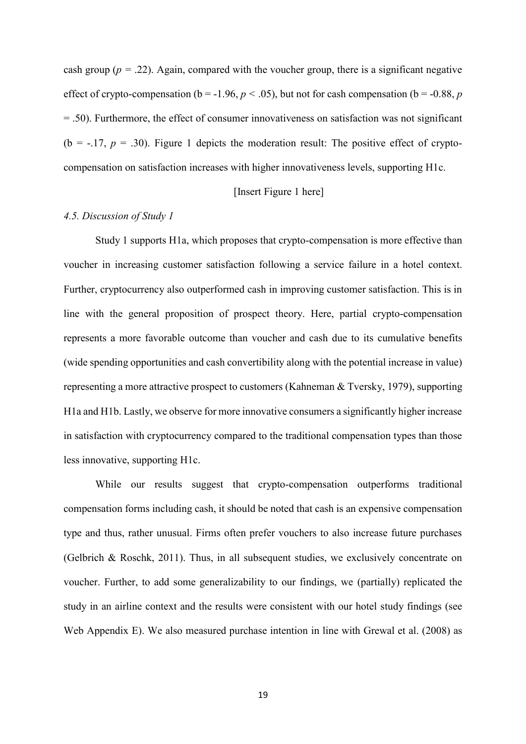cash group ($p$ = .22). Again, compared with the voucher group, there is a significant negative effect of crypto-compensation (b = -1.96, $p < .05$), but not for cash compensation (b = -0.88, $p$ = .50). Furthermore, the effect of consumer innovativeness on satisfaction was not significant (b = -.17, $p$ = .30). Figure 1 depicts the moderation result: The positive effect of crypto-compensation on satisfaction increases with higher innovativeness levels, supporting H1c.

[Insert Figure 1 here]

### *4.5. Discussion of Study 1*

Study 1 supports H1a, which proposes that crypto-compensation is more effective than voucher in increasing customer satisfaction following a service failure in a hotel context. Further, cryptocurrency also outperformed cash in improving customer satisfaction. This is in line with the general proposition of prospect theory. Here, partial crypto-compensation represents a more favorable outcome than voucher and cash due to its cumulative benefits (wide spending opportunities and cash convertibility along with the potential increase in value) representing a more attractive prospect to customers (Kahneman & Tversky, 1979), supporting H1a and H1b. Lastly, we observe for more innovative consumers a significantly higher increase in satisfaction with cryptocurrency compared to the traditional compensation types than those less innovative, supporting H1c.

While our results suggest that crypto-compensation outperforms traditional compensation forms including cash, it should be noted that cash is an expensive compensation type and thus, rather unusual. Firms often prefer vouchers to also increase future purchases (Gelbrich & Roschk, 2011). Thus, in all subsequent studies, we exclusively concentrate on voucher. Further, to add some generalizability to our findings, we (partially) replicated the study in an airline context and the results were consistent with our hotel study findings (see Web Appendix E). We also measured purchase intention in line with Grewal et al. (2008) as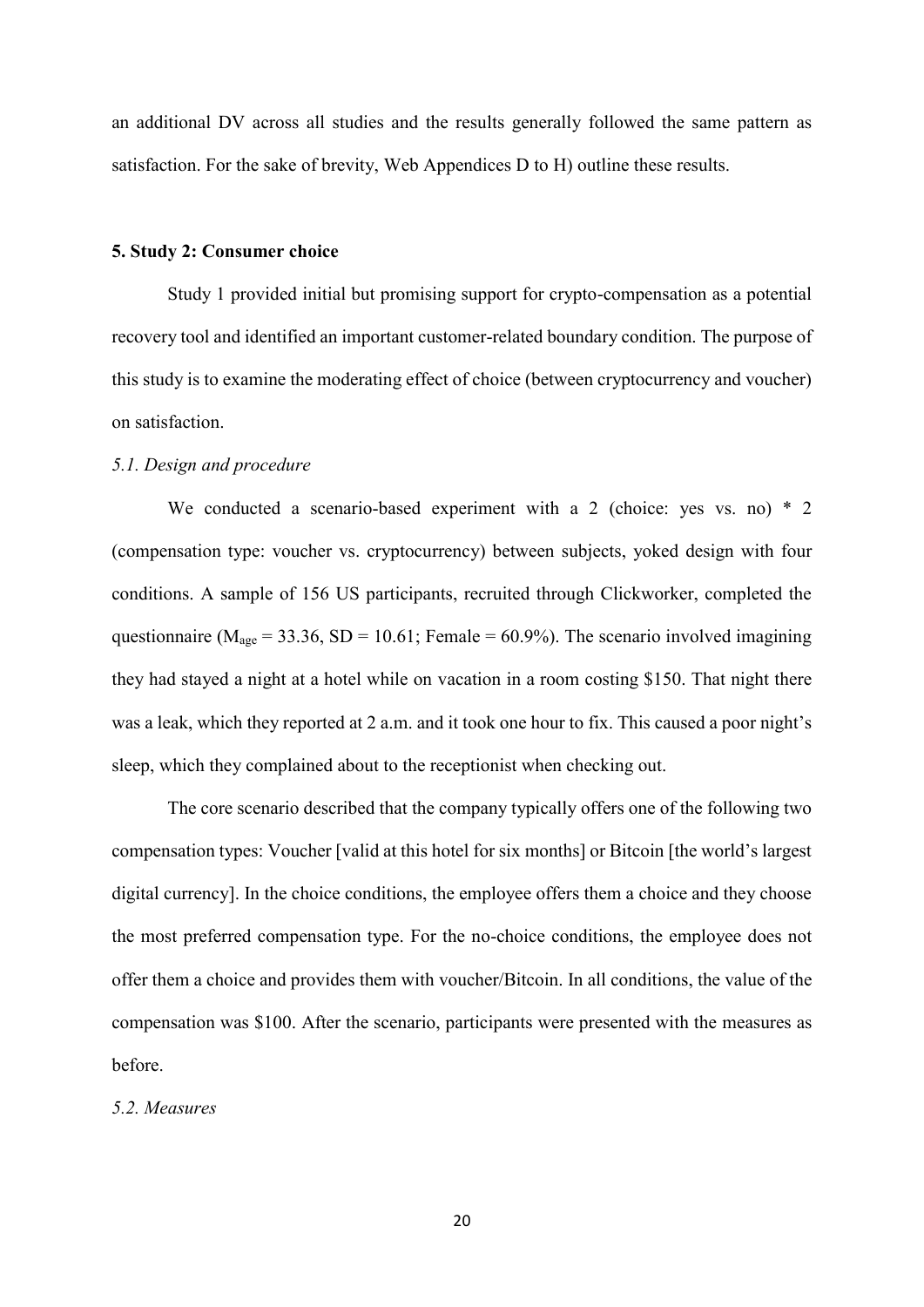an additional DV across all studies and the results generally followed the same pattern as satisfaction. For the sake of brevity, Web Appendices D to H) outline these results.

## 5. Study 2: Consumer choice

Study 1 provided initial but promising support for crypto-compensation as a potential recovery tool and identified an important customer-related boundary condition. The purpose of this study is to examine the moderating effect of choice (between cryptocurrency and voucher) on satisfaction.

### *5.1. Design and procedure*

We conducted a scenario-based experiment with a 2 (choice: yes vs. no) * 2 (compensation type: voucher vs. cryptocurrency) between subjects, yoked design with four conditions. A sample of 156 US participants, recruited through Clickworker, completed the questionnaire ($M_{age}$ = 33.36, SD = 10.61; Female = 60.9%). The scenario involved imagining they had stayed a night at a hotel while on vacation in a room costing $150. That night there was a leak, which they reported at 2 a.m. and it took one hour to fix. This caused a poor night's sleep, which they complained about to the receptionist when checking out.

The core scenario described that the company typically offers one of the following two compensation types: Voucher [valid at this hotel for six months] or Bitcoin [the world's largest digital currency]. In the choice conditions, the employee offers them a choice and they choose the most preferred compensation type. For the no-choice conditions, the employee does not offer them a choice and provides them with voucher/Bitcoin. In all conditions, the value of the compensation was $100. After the scenario, participants were presented with the measures as before.

### *5.2. Measures*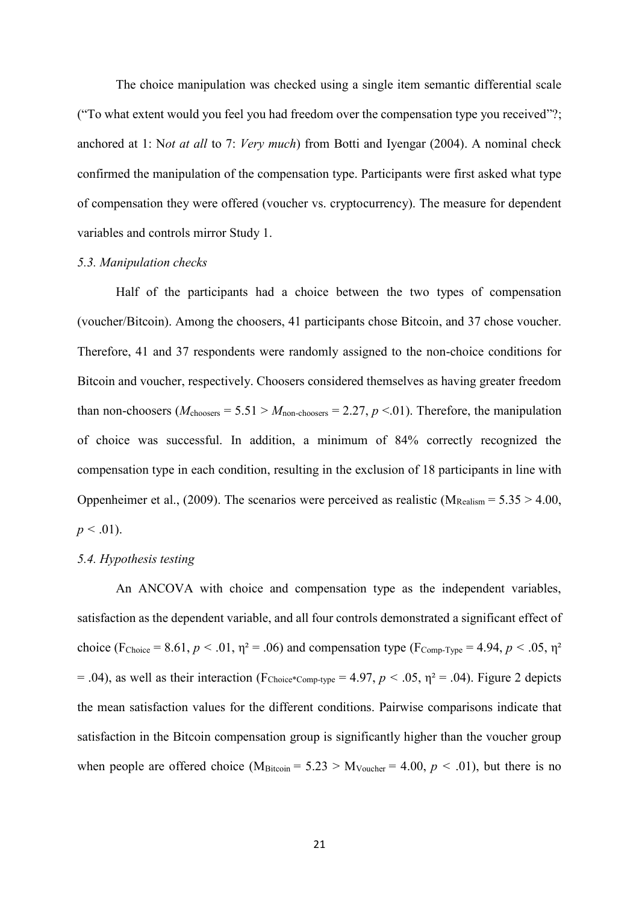The choice manipulation was checked using a single item semantic differential scale ("To what extent would you feel you had freedom over the compensation type you received"?; anchored at 1: N*ot at all* to 7: *Very much*) from Botti and Iyengar (2004). A nominal check confirmed the manipulation of the compensation type. Participants were first asked what type of compensation they were offered (voucher vs. cryptocurrency). The measure for dependent variables and controls mirror Study 1.

### *5.3. Manipulation checks*

Half of the participants had a choice between the two types of compensation (voucher/Bitcoin). Among the choosers, 41 participants chose Bitcoin, and 37 chose voucher. Therefore, 41 and 37 respondents were randomly assigned to the non-choice conditions for Bitcoin and voucher, respectively. Choosers considered themselves as having greater freedom than non-choosers ($M_{\text{choosers}} = 5.51 > M_{\text{non-choosers}} = 2.27$, $p <.01$). Therefore, the manipulation of choice was successful. In addition, a minimum of 84% correctly recognized the compensation type in each condition, resulting in the exclusion of 18 participants in line with Oppenheimer et al., (2009). The scenarios were perceived as realistic ($M_{\text{Realism}} = 5.35 > 4.00$, $p < .01$).

### *5.4. Hypothesis testing*

An ANCOVA with choice and compensation type as the independent variables, satisfaction as the dependent variable, and all four controls demonstrated a significant effect of choice ($F_{\text{Choice}} = 8.61$, $p < .01$, $\eta^2 = .06$) and compensation type ($F_{\text{Comp-Type}} = 4.94$, $p < .05$, $\eta^2 = .04$), as well as their interaction ($F_{\text{Choice*Comp-type}} = 4.97$, $p < .05$, $\eta^2 = .04$). Figure 2 depicts the mean satisfaction values for the different conditions. Pairwise comparisons indicate that satisfaction in the Bitcoin compensation group is significantly higher than the voucher group when people are offered choice ($M_{\text{Bitcoin}} = 5.23 > M_{\text{Voucher}} = 4.00$, $p < .01$), but there is no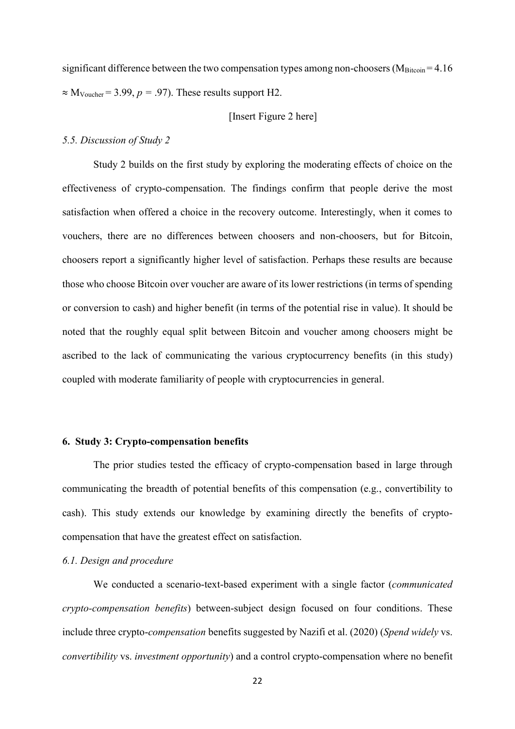significant difference between the two compensation types among non-choosers ($M_{Bitcoin} = 4.16 \approx M_{Voucher} = 3.99$, $p = .97$). These results support H2.

[Insert Figure 2 here]

*5.5. Discussion of Study 2*

Study 2 builds on the first study by exploring the moderating effects of choice on the effectiveness of crypto-compensation. The findings confirm that people derive the most satisfaction when offered a choice in the recovery outcome. Interestingly, when it comes to vouchers, there are no differences between choosers and non-choosers, but for Bitcoin, choosers report a significantly higher level of satisfaction. Perhaps these results are because those who choose Bitcoin over voucher are aware of its lower restrictions (in terms of spending or conversion to cash) and higher benefit (in terms of the potential rise in value). It should be noted that the roughly equal split between Bitcoin and voucher among choosers might be ascribed to the lack of communicating the various cryptocurrency benefits (in this study) coupled with moderate familiarity of people with cryptocurrencies in general.

## 6. Study 3: Crypto-compensation benefits

The prior studies tested the efficacy of crypto-compensation based in large through communicating the breadth of potential benefits of this compensation (e.g., convertibility to cash). This study extends our knowledge by examining directly the benefits of crypto-compensation that have the greatest effect on satisfaction.

*6.1. Design and procedure*

We conducted a scenario-text-based experiment with a single factor (*communicated crypto-compensation benefits*) between-subject design focused on four conditions. These include three crypto-*compensation* benefits suggested by Nazifi et al. (2020) (*Spend widely* vs. *convertibility* vs. *investment opportunity*) and a control crypto-compensation where no benefit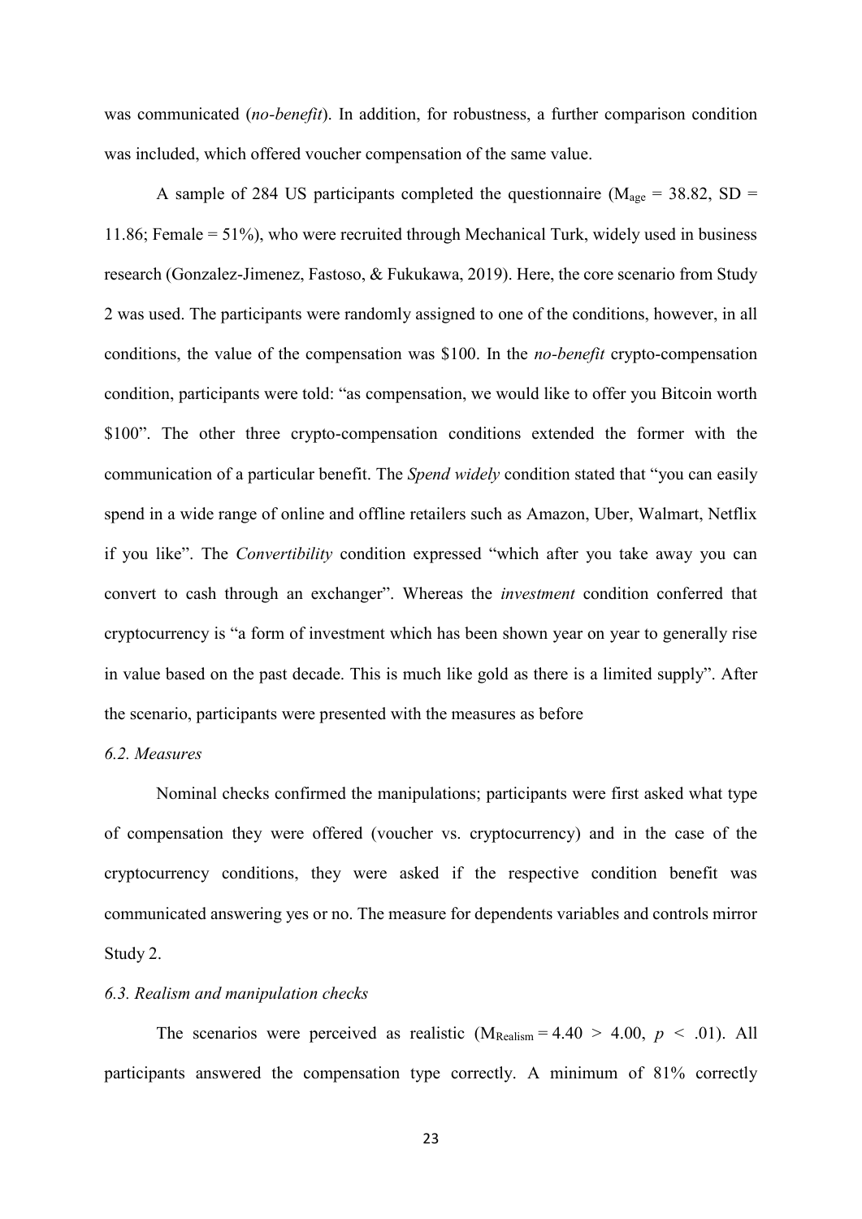was communicated (*no-benefit*). In addition, for robustness, a further comparison condition was included, which offered voucher compensation of the same value.

A sample of 284 US participants completed the questionnaire ($M_{age}$ = 38.82, SD = 11.86; Female = 51%), who were recruited through Mechanical Turk, widely used in business research (Gonzalez-Jimenez, Fastoso, & Fukukawa, 2019). Here, the core scenario from Study 2 was used. The participants were randomly assigned to one of the conditions, however, in all conditions, the value of the compensation was $100. In the *no-benefit* crypto-compensation condition, participants were told: "as compensation, we would like to offer you Bitcoin worth $100". The other three crypto-compensation conditions extended the former with the communication of a particular benefit. The *Spend widely* condition stated that "you can easily spend in a wide range of online and offline retailers such as Amazon, Uber, Walmart, Netflix if you like". The *Convertibility* condition expressed "which after you take away you can convert to cash through an exchanger". Whereas the *investment* condition conferred that cryptocurrency is "a form of investment which has been shown year on year to generally rise in value based on the past decade. This is much like gold as there is a limited supply". After the scenario, participants were presented with the measures as before

### *6.2. Measures*

Nominal checks confirmed the manipulations; participants were first asked what type of compensation they were offered (voucher vs. cryptocurrency) and in the case of the cryptocurrency conditions, they were asked if the respective condition benefit was communicated answering yes or no. The measure for dependents variables and controls mirror Study 2.

### *6.3. Realism and manipulation checks*

The scenarios were perceived as realistic ($M_{Realism} = 4.40 > 4.00$, $p < .01$). All participants answered the compensation type correctly. A minimum of 81% correctly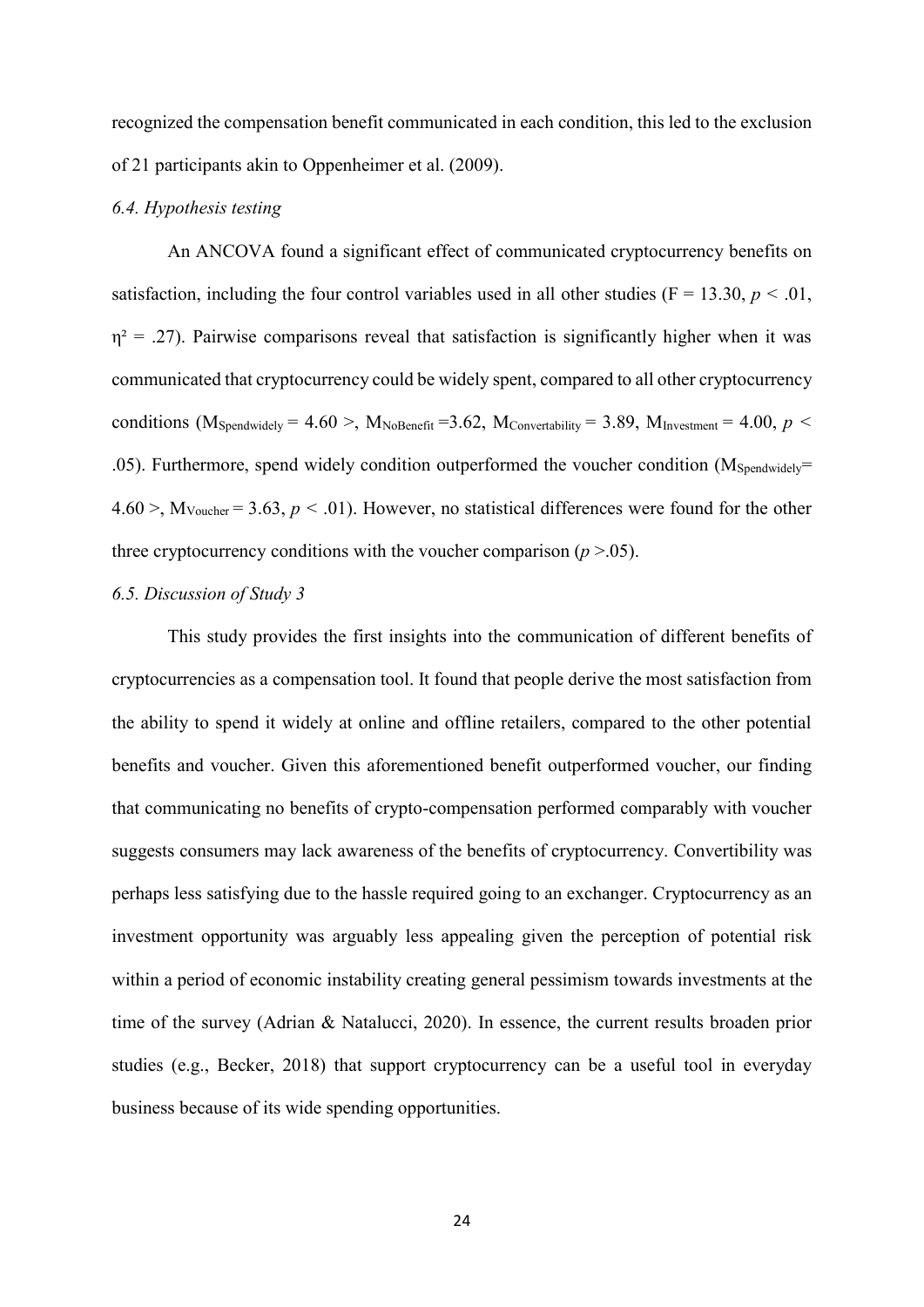recognized the compensation benefit communicated in each condition, this led to the exclusion of 21 participants akin to Oppenheimer et al. (2009).

### *6.4. Hypothesis testing*

An ANCOVA found a significant effect of communicated cryptocurrency benefits on satisfaction, including the four control variables used in all other studies ($F = 13.30$, $p < .01$, $\eta^2 = .27$). Pairwise comparisons reveal that satisfaction is significantly higher when it was communicated that cryptocurrency could be widely spent, compared to all other cryptocurrency conditions ($M_{Spendwidely} = 4.60 >$, $M_{NoBenefit} = 3.62$, $M_{Convertability} = 3.89$, $M_{Investment} = 4.00$, $p < .05$). Furthermore, spend widely condition outperformed the voucher condition ($M_{Spendwidely} = 4.60 >$, $M_{Voucher} = 3.63$, $p < .01$). However, no statistical differences were found for the other three cryptocurrency conditions with the voucher comparison ($p > .05$).

### *6.5. Discussion of Study 3*

This study provides the first insights into the communication of different benefits of cryptocurrencies as a compensation tool. It found that people derive the most satisfaction from the ability to spend it widely at online and offline retailers, compared to the other potential benefits and voucher. Given this aforementioned benefit outperformed voucher, our finding that communicating no benefits of crypto-compensation performed comparably with voucher suggests consumers may lack awareness of the benefits of cryptocurrency. Convertibility was perhaps less satisfying due to the hassle required going to an exchanger. Cryptocurrency as an investment opportunity was arguably less appealing given the perception of potential risk within a period of economic instability creating general pessimism towards investments at the time of the survey (Adrian & Natalucci, 2020). In essence, the current results broaden prior studies (e.g., Becker, 2018) that support cryptocurrency can be a useful tool in everyday business because of its wide spending opportunities.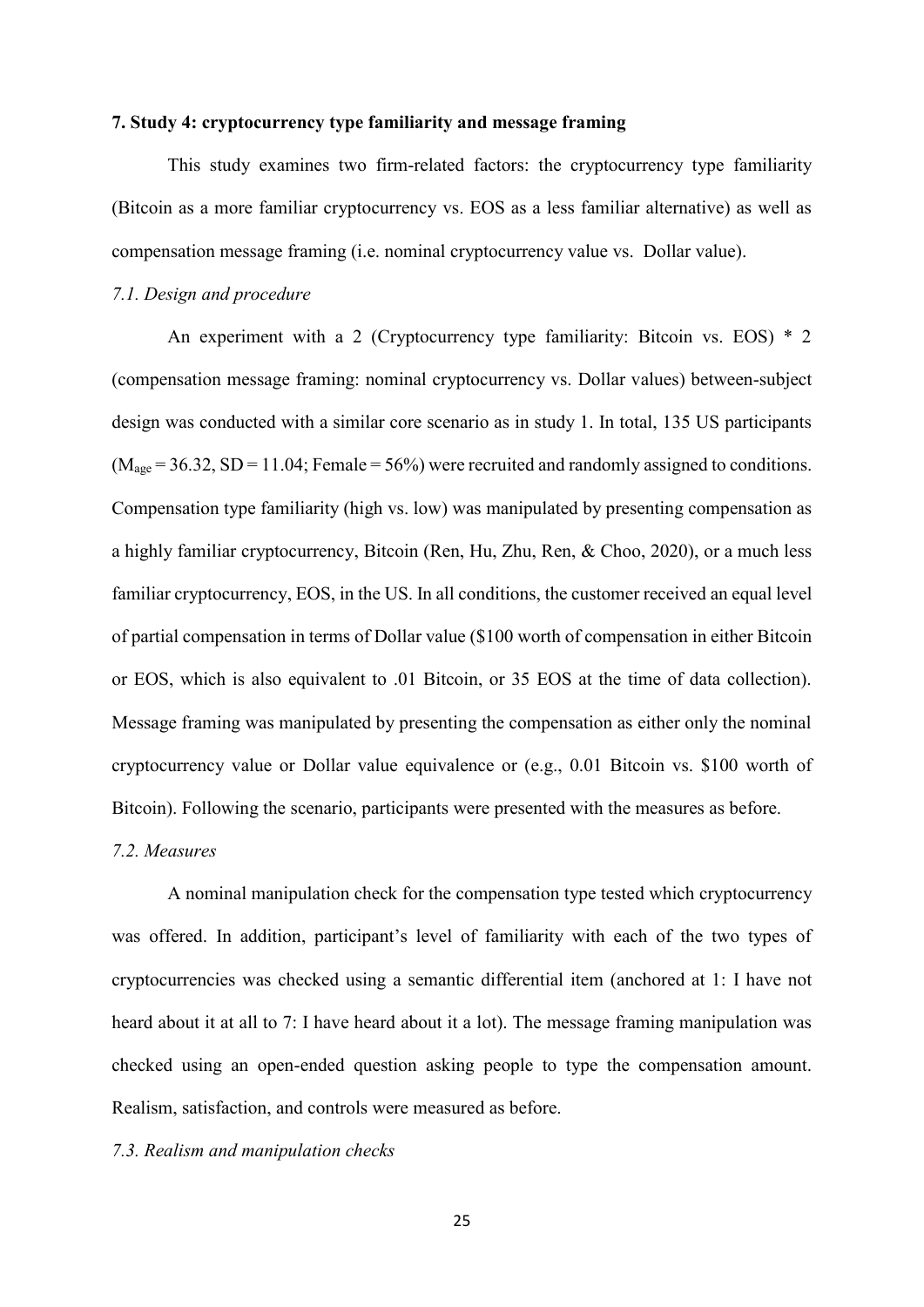### 7. Study 4: cryptocurrency type familiarity and message framing

This study examines two firm-related factors: the cryptocurrency type familiarity (Bitcoin as a more familiar cryptocurrency vs. EOS as a less familiar alternative) as well as compensation message framing (i.e. nominal cryptocurrency value vs. Dollar value).

#### *7.1. Design and procedure*

An experiment with a 2 (Cryptocurrency type familiarity: Bitcoin vs. EOS) * 2 (compensation message framing: nominal cryptocurrency vs. Dollar values) between-subject design was conducted with a similar core scenario as in study 1. In total, 135 US participants ($M_{age}$ = 36.32, SD = 11.04; Female = 56%) were recruited and randomly assigned to conditions. Compensation type familiarity (high vs. low) was manipulated by presenting compensation as a highly familiar cryptocurrency, Bitcoin (Ren, Hu, Zhu, Ren, & Choo, 2020), or a much less familiar cryptocurrency, EOS, in the US. In all conditions, the customer received an equal level of partial compensation in terms of Dollar value ($100 worth of compensation in either Bitcoin or EOS, which is also equivalent to .01 Bitcoin, or 35 EOS at the time of data collection). Message framing was manipulated by presenting the compensation as either only the nominal cryptocurrency value or Dollar value equivalence or (e.g., 0.01 Bitcoin vs. $100 worth of Bitcoin). Following the scenario, participants were presented with the measures as before.

#### *7.2. Measures*

A nominal manipulation check for the compensation type tested which cryptocurrency was offered. In addition, participant's level of familiarity with each of the two types of cryptocurrencies was checked using a semantic differential item (anchored at 1: I have not heard about it at all to 7: I have heard about it a lot). The message framing manipulation was checked using an open-ended question asking people to type the compensation amount. Realism, satisfaction, and controls were measured as before.

#### *7.3. Realism and manipulation checks*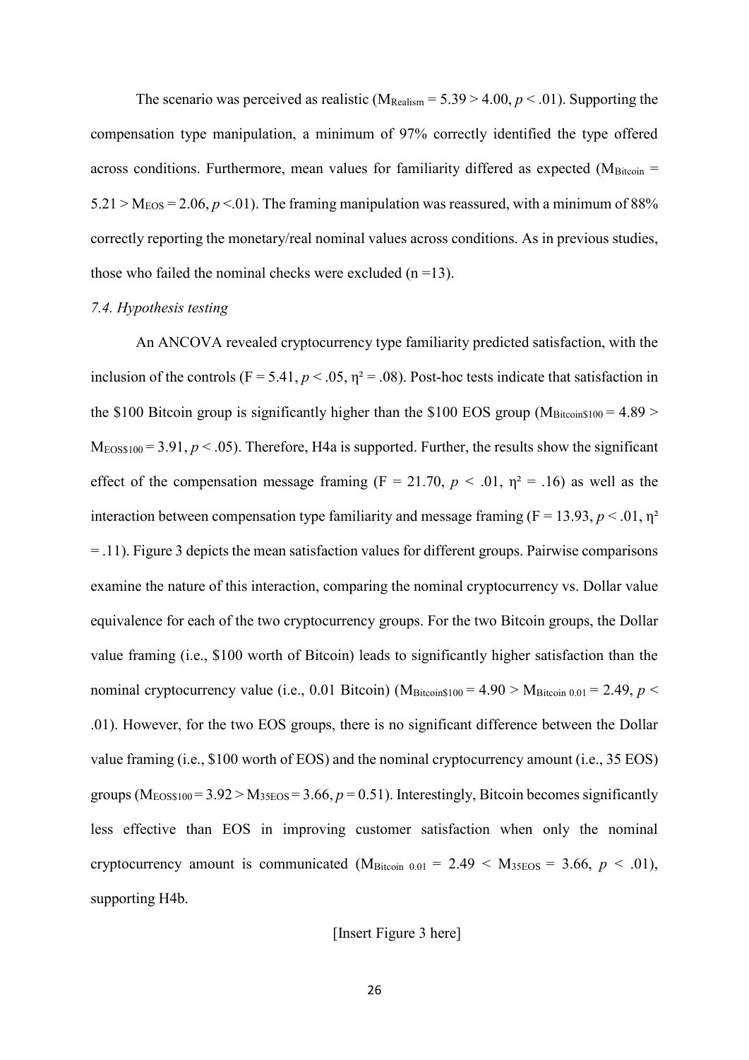The scenario was perceived as realistic ($M_{Realism} = 5.39 > 4.00$, $p < .01$). Supporting the compensation type manipulation, a minimum of 97% correctly identified the type offered across conditions. Furthermore, mean values for familiarity differed as expected ($M_{Bitcoin} = 5.21 > M_{EOS} = 2.06$, $p < .01$). The framing manipulation was reassured, with a minimum of 88% correctly reporting the monetary/real nominal values across conditions. As in previous studies, those who failed the nominal checks were excluded (n =13).

*7.4. Hypothesis testing*

An ANCOVA revealed cryptocurrency type familiarity predicted satisfaction, with the inclusion of the controls ($F = 5.41$, $p < .05$, $\eta^2 = .08$). Post-hoc tests indicate that satisfaction in the \$100 Bitcoin group is significantly higher than the \$100 EOS group ($M_{Bitcoin\$100} = 4.89 > M_{EOS\$100} = 3.91$, $p < .05$). Therefore, H4a is supported. Further, the results show the significant effect of the compensation message framing ($F = 21.70$, $p < .01$, $\eta^2 = .16$) as well as the interaction between compensation type familiarity and message framing ($F = 13.93$, $p < .01$, $\eta^2 = .11$). Figure 3 depicts the mean satisfaction values for different groups. Pairwise comparisons examine the nature of this interaction, comparing the nominal cryptocurrency vs. Dollar value equivalence for each of the two cryptocurrency groups. For the two Bitcoin groups, the Dollar value framing (i.e., \$100 worth of Bitcoin) leads to significantly higher satisfaction than the nominal cryptocurrency value (i.e., 0.01 Bitcoin) ($M_{Bitcoin\$100} = 4.90 > M_{Bitcoin\ 0.01} = 2.49$, $p < .01$). However, for the two EOS groups, there is no significant difference between the Dollar value framing (i.e., \$100 worth of EOS) and the nominal cryptocurrency amount (i.e., 35 EOS) groups ($M_{EOS\$100} = 3.92 > M_{35EOS} = 3.66$, $p = 0.51$). Interestingly, Bitcoin becomes significantly less effective than EOS in improving customer satisfaction when only the nominal cryptocurrency amount is communicated ($M_{Bitcoin\ 0.01} = 2.49 < M_{35EOS} = 3.66$, $p < .01$), supporting H4b.

[Insert Figure 3 here]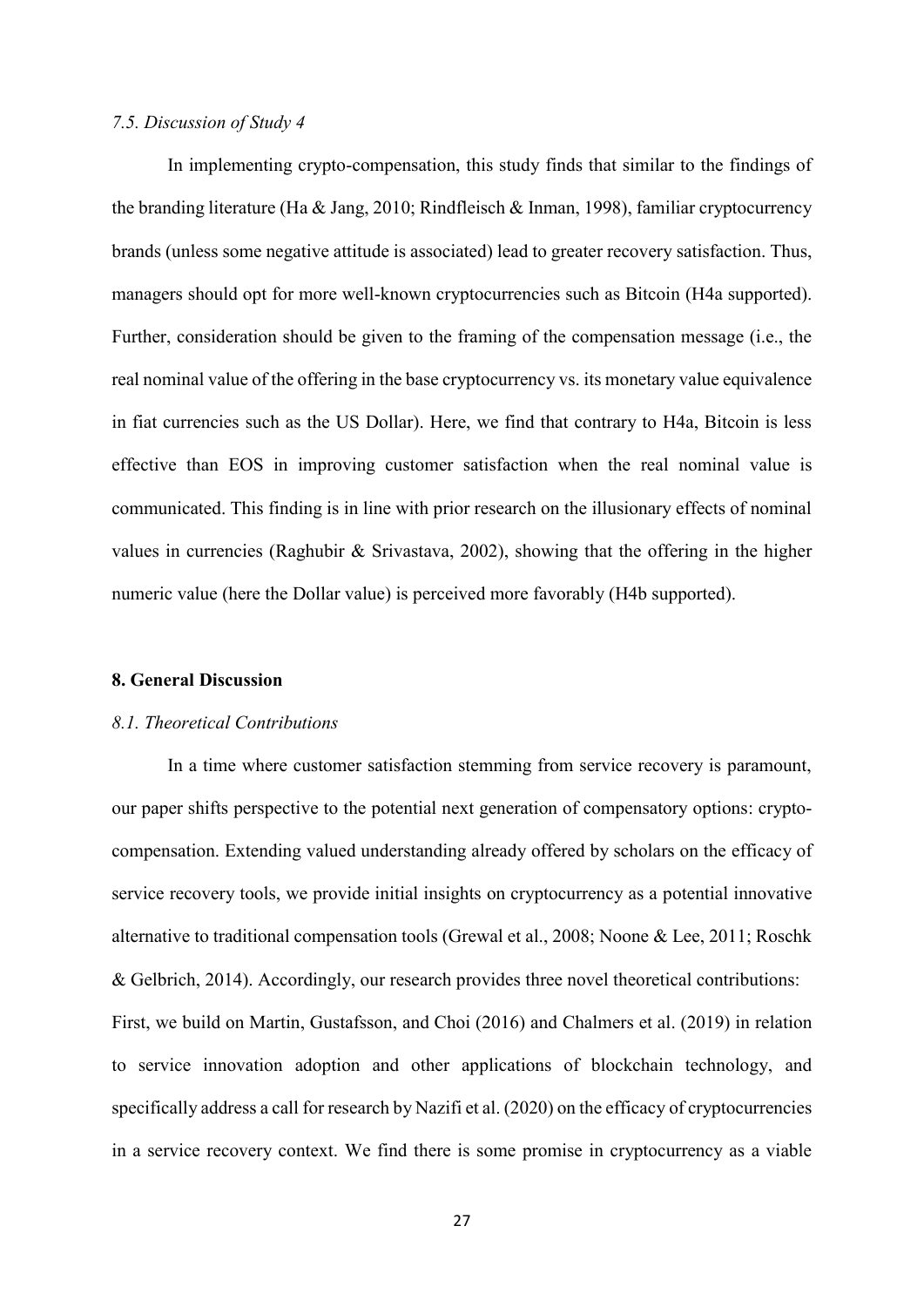### *7.5. Discussion of Study 4*

In implementing crypto-compensation, this study finds that similar to the findings of the branding literature (Ha & Jang, 2010; Rindfleisch & Inman, 1998), familiar cryptocurrency brands (unless some negative attitude is associated) lead to greater recovery satisfaction. Thus, managers should opt for more well-known cryptocurrencies such as Bitcoin (H4a supported). Further, consideration should be given to the framing of the compensation message (i.e., the real nominal value of the offering in the base cryptocurrency vs. its monetary value equivalence in fiat currencies such as the US Dollar). Here, we find that contrary to H4a, Bitcoin is less effective than EOS in improving customer satisfaction when the real nominal value is communicated. This finding is in line with prior research on the illusionary effects of nominal values in currencies (Raghubir & Srivastava, 2002), showing that the offering in the higher numeric value (here the Dollar value) is perceived more favorably (H4b supported).

## 8. General Discussion

### *8.1. Theoretical Contributions*

In a time where customer satisfaction stemming from service recovery is paramount, our paper shifts perspective to the potential next generation of compensatory options: crypto-compensation. Extending valued understanding already offered by scholars on the efficacy of service recovery tools, we provide initial insights on cryptocurrency as a potential innovative alternative to traditional compensation tools (Grewal et al., 2008; Noone & Lee, 2011; Roschk & Gelbrich, 2014). Accordingly, our research provides three novel theoretical contributions:

First, we build on Martin, Gustafsson, and Choi (2016) and Chalmers et al. (2019) in relation to service innovation adoption and other applications of blockchain technology, and specifically address a call for research by Nazifi et al. (2020) on the efficacy of cryptocurrencies in a service recovery context. We find there is some promise in cryptocurrency as a viable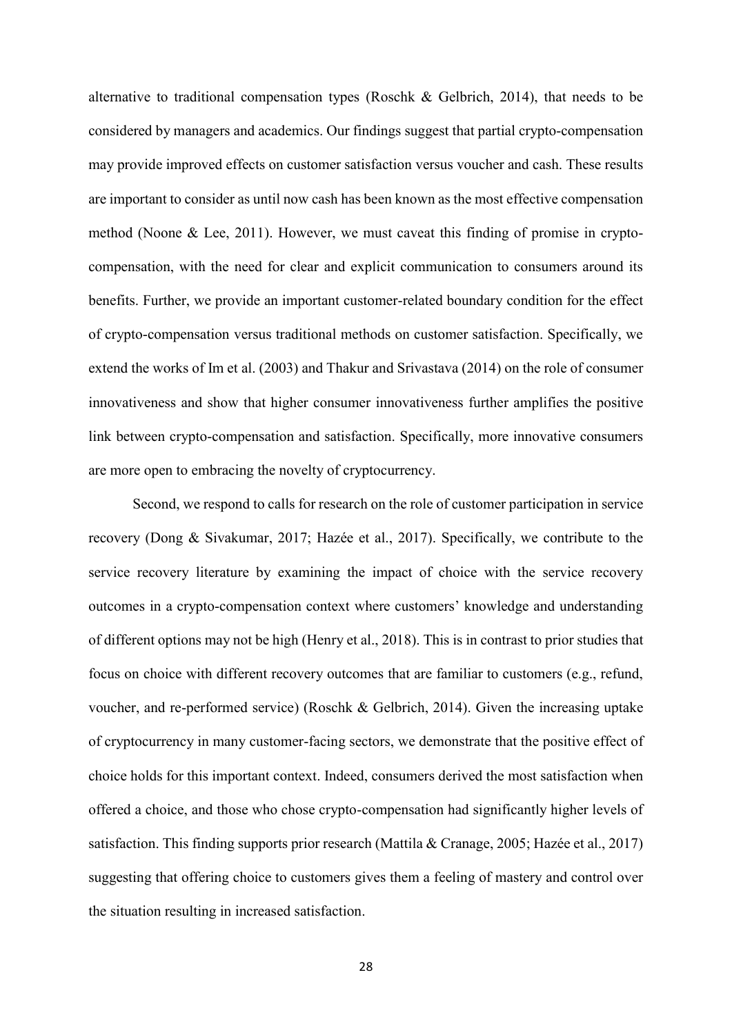alternative to traditional compensation types (Roschk & Gelbrich, 2014), that needs to be considered by managers and academics. Our findings suggest that partial crypto-compensation may provide improved effects on customer satisfaction versus voucher and cash. These results are important to consider as until now cash has been known as the most effective compensation method (Noone & Lee, 2011). However, we must caveat this finding of promise in crypto-compensation, with the need for clear and explicit communication to consumers around its benefits. Further, we provide an important customer-related boundary condition for the effect of crypto-compensation versus traditional methods on customer satisfaction. Specifically, we extend the works of Im et al. (2003) and Thakur and Srivastava (2014) on the role of consumer innovativeness and show that higher consumer innovativeness further amplifies the positive link between crypto-compensation and satisfaction. Specifically, more innovative consumers are more open to embracing the novelty of cryptocurrency.

Second, we respond to calls for research on the role of customer participation in service recovery (Dong & Sivakumar, 2017; Hazée et al., 2017). Specifically, we contribute to the service recovery literature by examining the impact of choice with the service recovery outcomes in a crypto-compensation context where customers' knowledge and understanding of different options may not be high (Henry et al., 2018). This is in contrast to prior studies that focus on choice with different recovery outcomes that are familiar to customers (e.g., refund, voucher, and re-performed service) (Roschk & Gelbrich, 2014). Given the increasing uptake of cryptocurrency in many customer-facing sectors, we demonstrate that the positive effect of choice holds for this important context. Indeed, consumers derived the most satisfaction when offered a choice, and those who chose crypto-compensation had significantly higher levels of satisfaction. This finding supports prior research (Mattila & Cranage, 2005; Hazée et al., 2017) suggesting that offering choice to customers gives them a feeling of mastery and control over the situation resulting in increased satisfaction.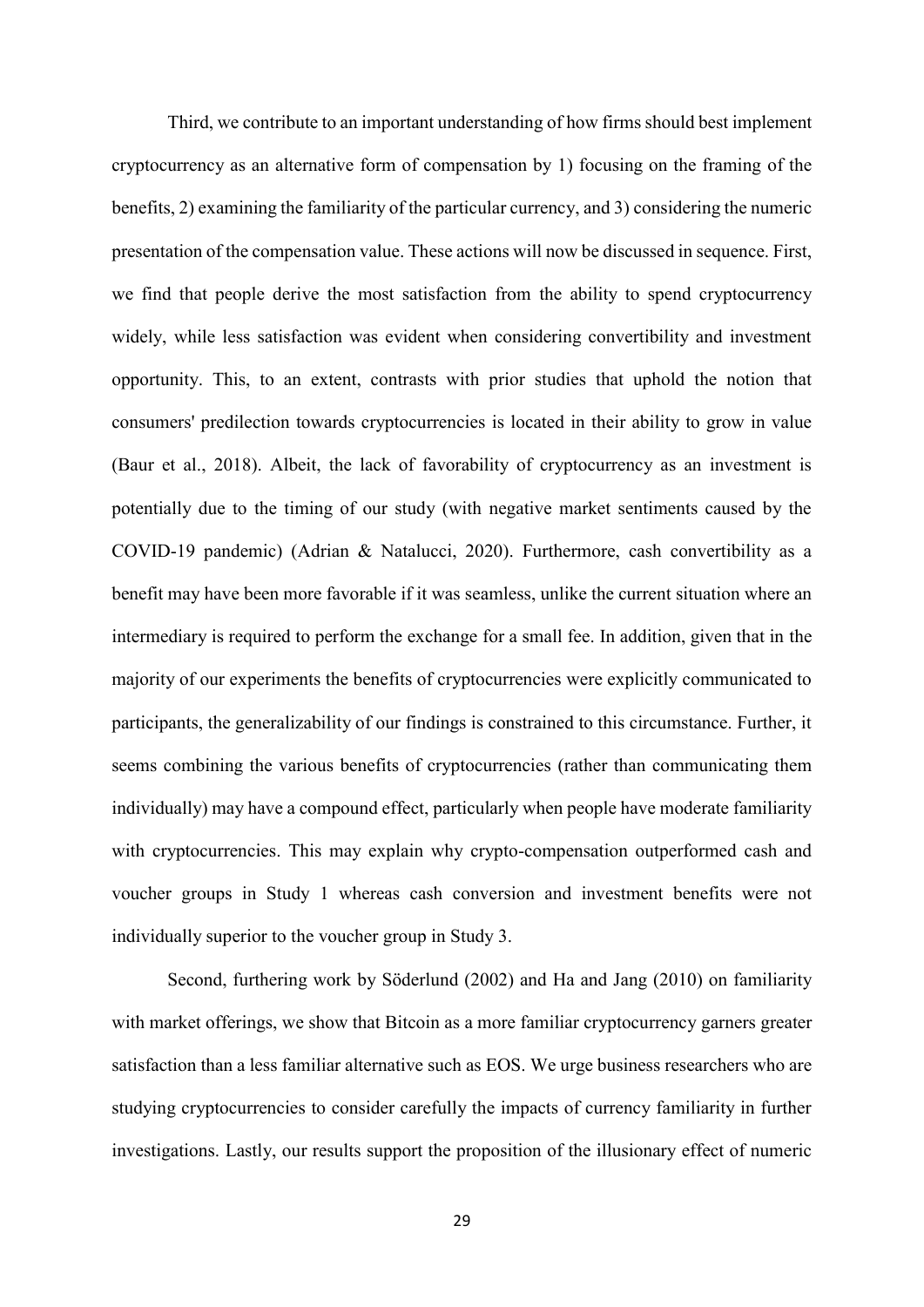Third, we contribute to an important understanding of how firms should best implement cryptocurrency as an alternative form of compensation by 1) focusing on the framing of the benefits, 2) examining the familiarity of the particular currency, and 3) considering the numeric presentation of the compensation value. These actions will now be discussed in sequence. First, we find that people derive the most satisfaction from the ability to spend cryptocurrency widely, while less satisfaction was evident when considering convertibility and investment opportunity. This, to an extent, contrasts with prior studies that uphold the notion that consumers' predilection towards cryptocurrencies is located in their ability to grow in value (Baur et al., 2018). Albeit, the lack of favorability of cryptocurrency as an investment is potentially due to the timing of our study (with negative market sentiments caused by the COVID-19 pandemic) (Adrian & Natalucci, 2020). Furthermore, cash convertibility as a benefit may have been more favorable if it was seamless, unlike the current situation where an intermediary is required to perform the exchange for a small fee. In addition, given that in the majority of our experiments the benefits of cryptocurrencies were explicitly communicated to participants, the generalizability of our findings is constrained to this circumstance. Further, it seems combining the various benefits of cryptocurrencies (rather than communicating them individually) may have a compound effect, particularly when people have moderate familiarity with cryptocurrencies. This may explain why crypto-compensation outperformed cash and voucher groups in Study 1 whereas cash conversion and investment benefits were not individually superior to the voucher group in Study 3.

Second, furthering work by Söderlund (2002) and Ha and Jang (2010) on familiarity with market offerings, we show that Bitcoin as a more familiar cryptocurrency garners greater satisfaction than a less familiar alternative such as EOS. We urge business researchers who are studying cryptocurrencies to consider carefully the impacts of currency familiarity in further investigations. Lastly, our results support the proposition of the illusionary effect of numeric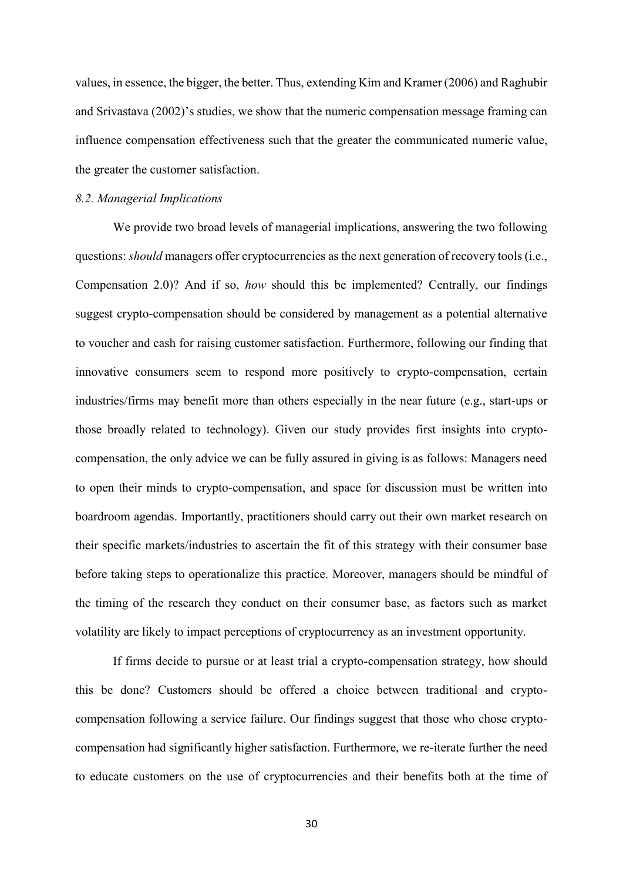values, in essence, the bigger, the better. Thus, extending Kim and Kramer (2006) and Raghubir and Srivastava (2002)'s studies, we show that the numeric compensation message framing can influence compensation effectiveness such that the greater the communicated numeric value, the greater the customer satisfaction.

### *8.2. Managerial Implications*

We provide two broad levels of managerial implications, answering the two following questions: *should* managers offer cryptocurrencies as the next generation of recovery tools (i.e., Compensation 2.0)? And if so, *how* should this be implemented? Centrally, our findings suggest crypto-compensation should be considered by management as a potential alternative to voucher and cash for raising customer satisfaction. Furthermore, following our finding that innovative consumers seem to respond more positively to crypto-compensation, certain industries/firms may benefit more than others especially in the near future (e.g., start-ups or those broadly related to technology). Given our study provides first insights into crypto-compensation, the only advice we can be fully assured in giving is as follows: Managers need to open their minds to crypto-compensation, and space for discussion must be written into boardroom agendas. Importantly, practitioners should carry out their own market research on their specific markets/industries to ascertain the fit of this strategy with their consumer base before taking steps to operationalize this practice. Moreover, managers should be mindful of the timing of the research they conduct on their consumer base, as factors such as market volatility are likely to impact perceptions of cryptocurrency as an investment opportunity.

If firms decide to pursue or at least trial a crypto-compensation strategy, how should this be done? Customers should be offered a choice between traditional and crypto-compensation following a service failure. Our findings suggest that those who chose crypto-compensation had significantly higher satisfaction. Furthermore, we re-iterate further the need to educate customers on the use of cryptocurrencies and their benefits both at the time of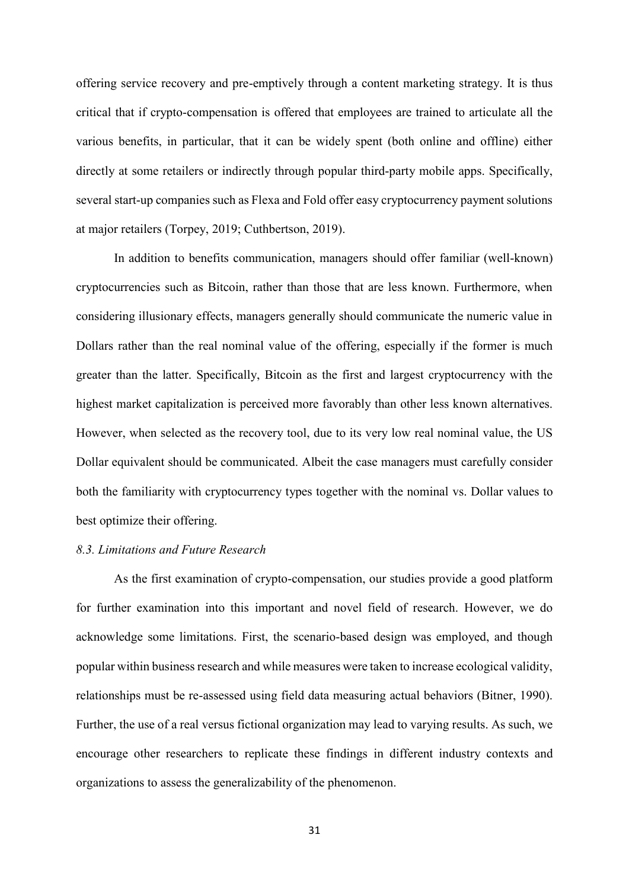offering service recovery and pre-emptively through a content marketing strategy. It is thus critical that if crypto-compensation is offered that employees are trained to articulate all the various benefits, in particular, that it can be widely spent (both online and offline) either directly at some retailers or indirectly through popular third-party mobile apps. Specifically, several start-up companies such as Flexa and Fold offer easy cryptocurrency payment solutions at major retailers (Torpey, 2019; Cuthbertson, 2019).

In addition to benefits communication, managers should offer familiar (well-known) cryptocurrencies such as Bitcoin, rather than those that are less known. Furthermore, when considering illusionary effects, managers generally should communicate the numeric value in Dollars rather than the real nominal value of the offering, especially if the former is much greater than the latter. Specifically, Bitcoin as the first and largest cryptocurrency with the highest market capitalization is perceived more favorably than other less known alternatives. However, when selected as the recovery tool, due to its very low real nominal value, the US Dollar equivalent should be communicated. Albeit the case managers must carefully consider both the familiarity with cryptocurrency types together with the nominal vs. Dollar values to best optimize their offering.

### *8.3. Limitations and Future Research*

As the first examination of crypto-compensation, our studies provide a good platform for further examination into this important and novel field of research. However, we do acknowledge some limitations. First, the scenario-based design was employed, and though popular within business research and while measures were taken to increase ecological validity, relationships must be re-assessed using field data measuring actual behaviors (Bitner, 1990). Further, the use of a real versus fictional organization may lead to varying results. As such, we encourage other researchers to replicate these findings in different industry contexts and organizations to assess the generalizability of the phenomenon.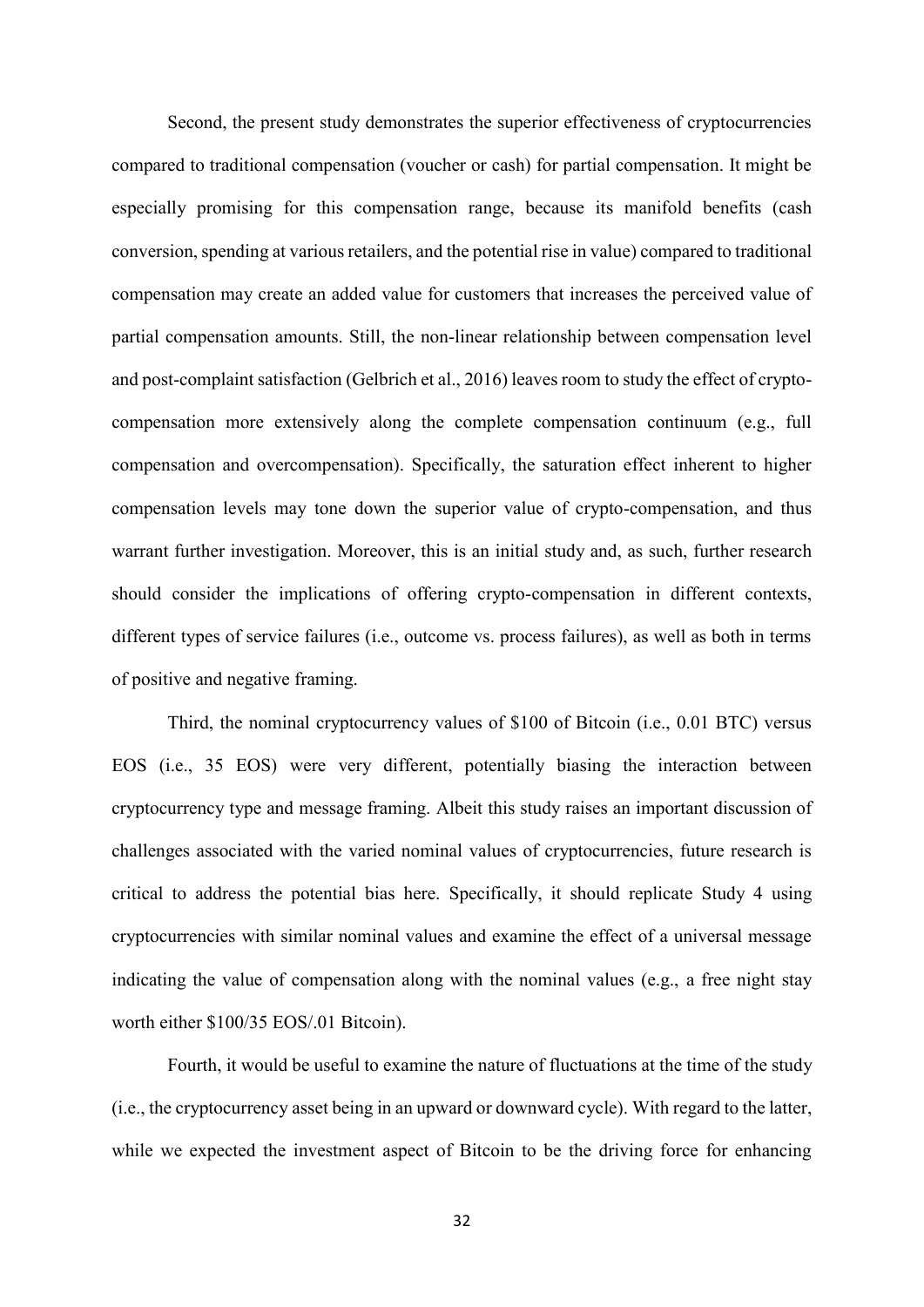Second, the present study demonstrates the superior effectiveness of cryptocurrencies compared to traditional compensation (voucher or cash) for partial compensation. It might be especially promising for this compensation range, because its manifold benefits (cash conversion, spending at various retailers, and the potential rise in value) compared to traditional compensation may create an added value for customers that increases the perceived value of partial compensation amounts. Still, the non-linear relationship between compensation level and post-complaint satisfaction (Gelbrich et al., 2016) leaves room to study the effect of crypto-compensation more extensively along the complete compensation continuum (e.g., full compensation and overcompensation). Specifically, the saturation effect inherent to higher compensation levels may tone down the superior value of crypto-compensation, and thus warrant further investigation. Moreover, this is an initial study and, as such, further research should consider the implications of offering crypto-compensation in different contexts, different types of service failures (i.e., outcome vs. process failures), as well as both in terms of positive and negative framing.

Third, the nominal cryptocurrency values of $100 of Bitcoin (i.e., 0.01 BTC) versus EOS (i.e., 35 EOS) were very different, potentially biasing the interaction between cryptocurrency type and message framing. Albeit this study raises an important discussion of challenges associated with the varied nominal values of cryptocurrencies, future research is critical to address the potential bias here. Specifically, it should replicate Study 4 using cryptocurrencies with similar nominal values and examine the effect of a universal message indicating the value of compensation along with the nominal values (e.g., a free night stay worth either $100/35 EOS/.01 Bitcoin).

Fourth, it would be useful to examine the nature of fluctuations at the time of the study (i.e., the cryptocurrency asset being in an upward or downward cycle). With regard to the latter, while we expected the investment aspect of Bitcoin to be the driving force for enhancing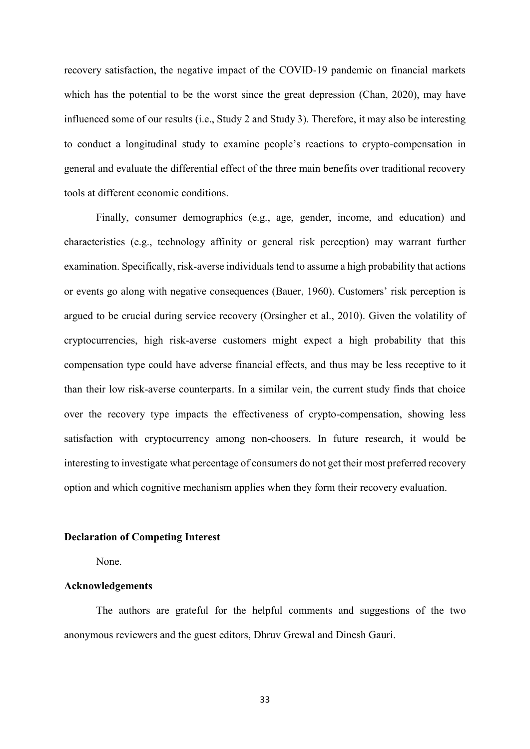recovery satisfaction, the negative impact of the COVID-19 pandemic on financial markets which has the potential to be the worst since the great depression (Chan, 2020), may have influenced some of our results (i.e., Study 2 and Study 3). Therefore, it may also be interesting to conduct a longitudinal study to examine people's reactions to crypto-compensation in general and evaluate the differential effect of the three main benefits over traditional recovery tools at different economic conditions.

Finally, consumer demographics (e.g., age, gender, income, and education) and characteristics (e.g., technology affinity or general risk perception) may warrant further examination. Specifically, risk-averse individuals tend to assume a high probability that actions or events go along with negative consequences (Bauer, 1960). Customers' risk perception is argued to be crucial during service recovery (Orsingher et al., 2010). Given the volatility of cryptocurrencies, high risk-averse customers might expect a high probability that this compensation type could have adverse financial effects, and thus may be less receptive to it than their low risk-averse counterparts. In a similar vein, the current study finds that choice over the recovery type impacts the effectiveness of crypto-compensation, showing less satisfaction with cryptocurrency among non-choosers. In future research, it would be interesting to investigate what percentage of consumers do not get their most preferred recovery option and which cognitive mechanism applies when they form their recovery evaluation.

**Declaration of Competing Interest**

None.

**Acknowledgements**

The authors are grateful for the helpful comments and suggestions of the two anonymous reviewers and the guest editors, Dhruv Grewal and Dinesh Gauri.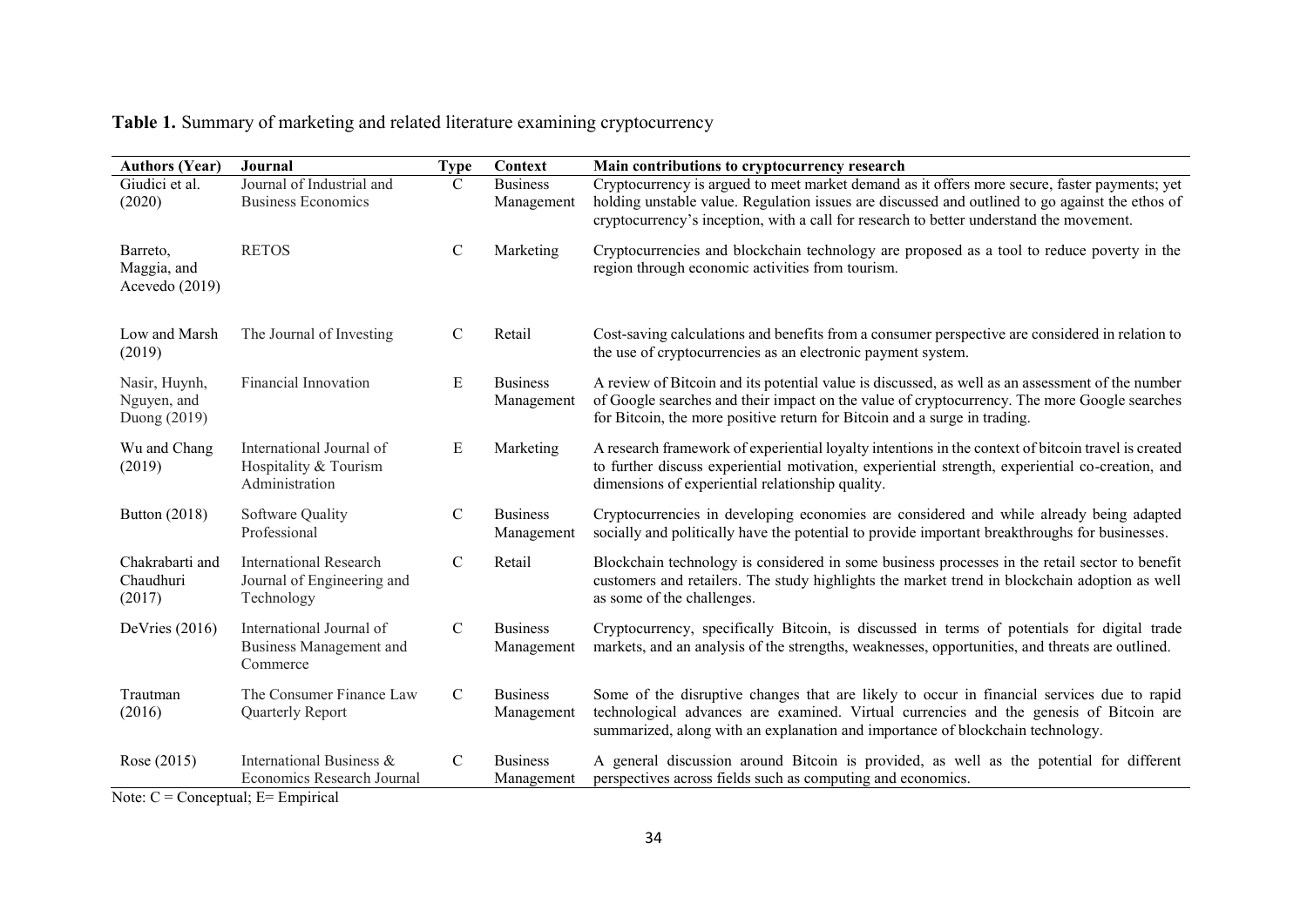**Table 1.** Summary of marketing and related literature examining cryptocurrency

| Authors (Year) | Journal | Type | Context | Main contributions to cryptocurrency research |
|---|---|---|---|---|
| Giudici et al. (2020) | Journal of Industrial and Business Economics | C | Business Management | Cryptocurrency is argued to meet market demand as it offers more secure, faster payments; yet holding unstable value. Regulation issues are discussed and outlined to go against the ethos of cryptocurrency's inception, with a call for research to better understand the movement. |
| Barreto, Maggia, and Acevedo (2019) | RETOS | C | Marketing | Cryptocurrencies and blockchain technology are proposed as a tool to reduce poverty in the region through economic activities from tourism. |
| Low and Marsh (2019) | The Journal of Investing | C | Retail | Cost-saving calculations and benefits from a consumer perspective are considered in relation to the use of cryptocurrencies as an electronic payment system. |
| Nasir, Huynh, Nguyen, and Duong (2019) | Financial Innovation | E | Business Management | A review of Bitcoin and its potential value is discussed, as well as an assessment of the number of Google searches and their impact on the value of cryptocurrency. The more Google searches for Bitcoin, the more positive return for Bitcoin and a surge in trading. |
| Wu and Chang (2019) | International Journal of Hospitality & Tourism Administration | E | Marketing | A research framework of experiential loyalty intentions in the context of bitcoin travel is created to further discuss experiential motivation, experiential strength, experiential co-creation, and dimensions of experiential relationship quality. |
| Button (2018) | Software Quality Professional | C | Business Management | Cryptocurrencies in developing economies are considered and while already being adapted socially and politically have the potential to provide important breakthroughs for businesses. |
| Chakrabarti and Chaudhuri (2017) | International Research Journal of Engineering and Technology | C | Retail | Blockchain technology is considered in some business processes in the retail sector to benefit customers and retailers. The study highlights the market trend in blockchain adoption as well as some of the challenges. |
| DeVries (2016) | International Journal of Business Management and Commerce | C | Business Management | Cryptocurrency, specifically Bitcoin, is discussed in terms of potentials for digital trade markets, and an analysis of the strengths, weaknesses, opportunities, and threats are outlined. |
| Trautman (2016) | The Consumer Finance Law Quarterly Report | C | Business Management | Some of the disruptive changes that are likely to occur in financial services due to rapid technological advances are examined. Virtual currencies and the genesis of Bitcoin are summarized, along with an explanation and importance of blockchain technology. |
| Rose (2015) | International Business & Economics Research Journal | C | Business Management | A general discussion around Bitcoin is provided, as well as the potential for different perspectives across fields such as computing and economics. |

Note: C = Conceptual; E= Empirical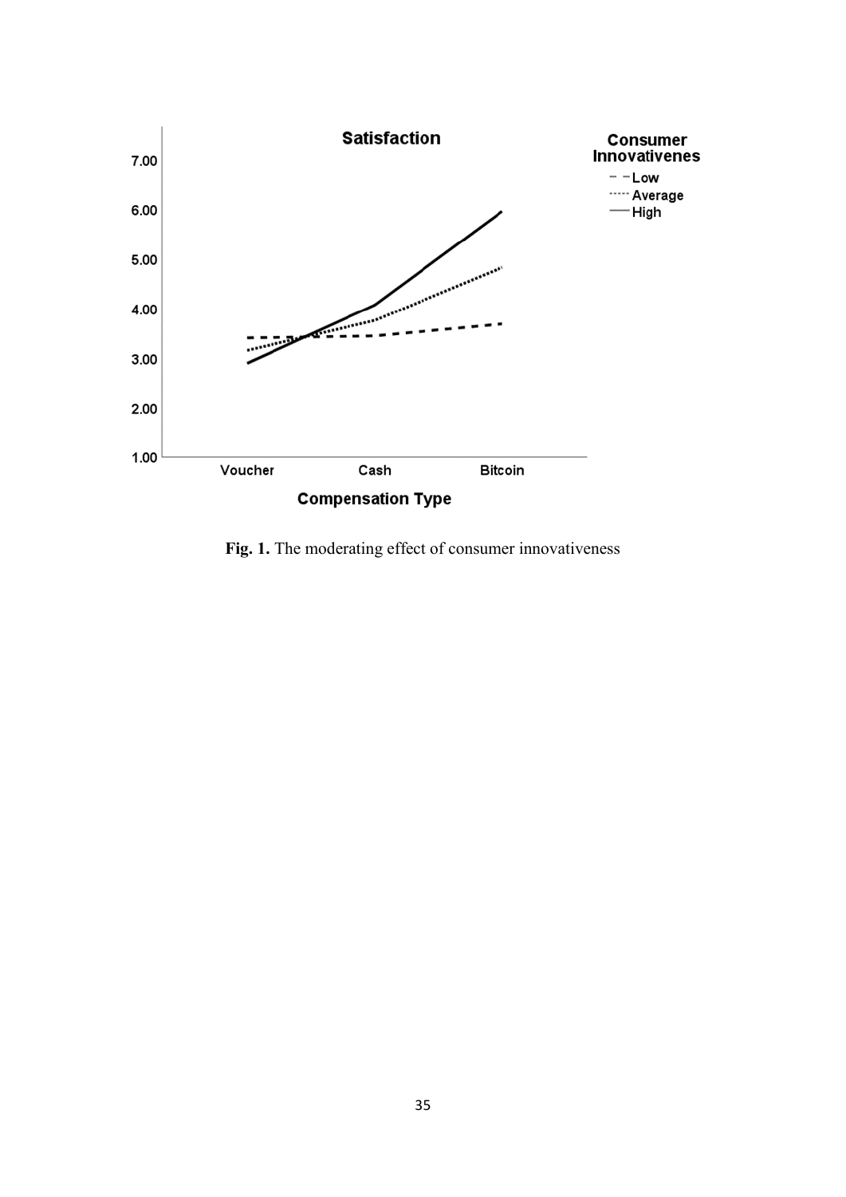**Fig. 1.** The moderating effect of consumer innovativeness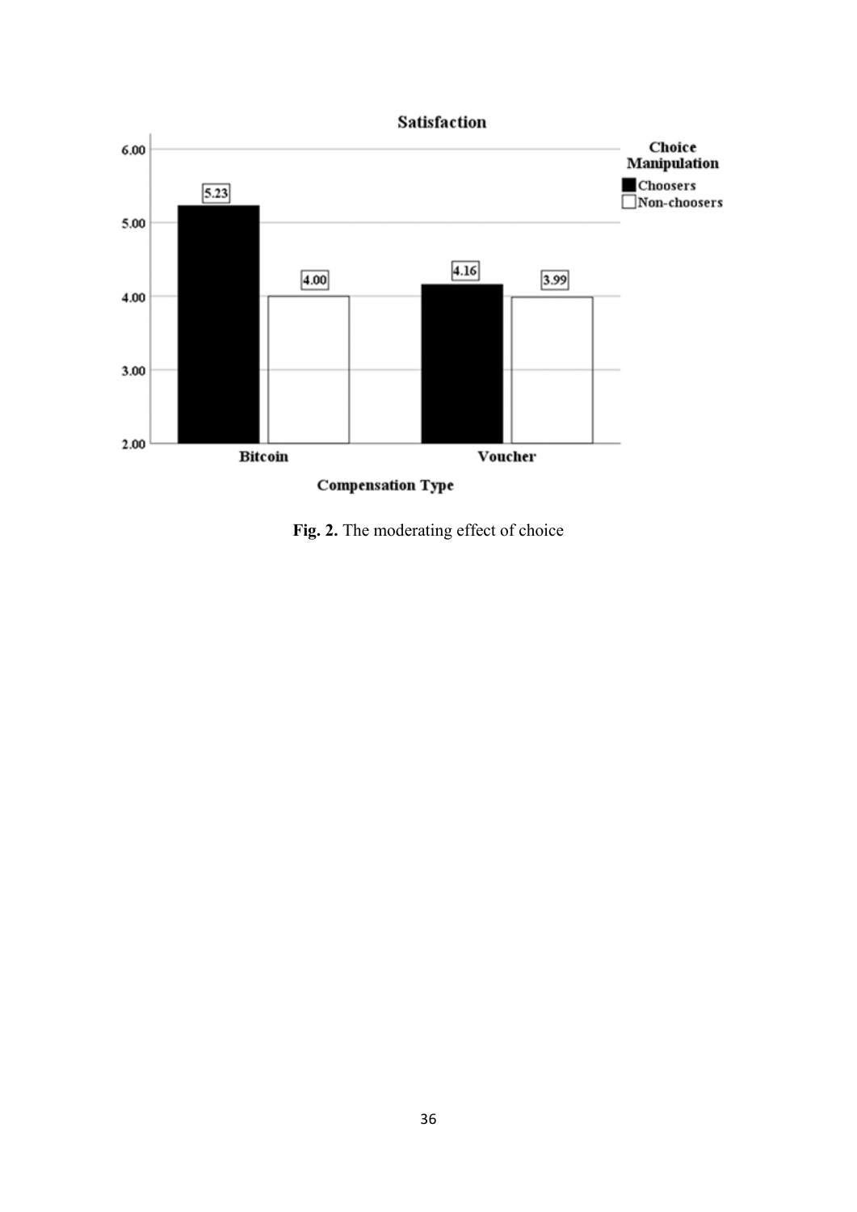**Fig. 2.** The moderating effect of choice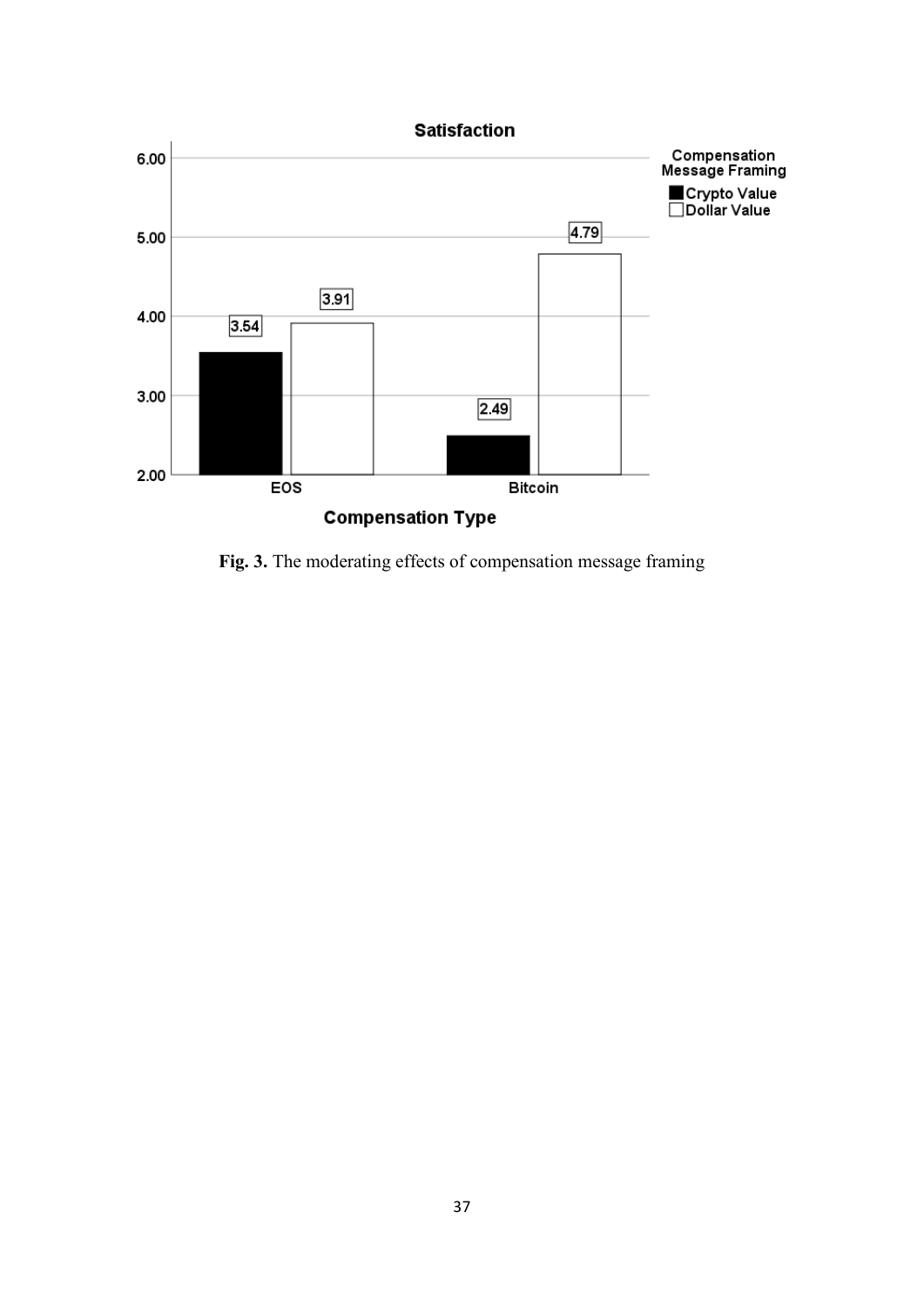**Fig. 3.** The moderating effects of compensation message framing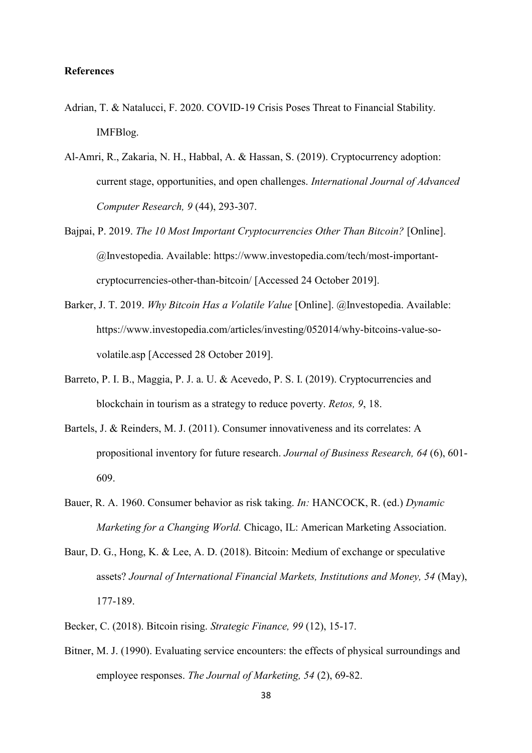## References

Adrian, T. & Natalucci, F. 2020. COVID-19 Crisis Poses Threat to Financial Stability. IMFBlog.

Al-Amri, R., Zakaria, N. H., Habbal, A. & Hassan, S. (2019). Cryptocurrency adoption: current stage, opportunities, and open challenges. *International Journal of Advanced Computer Research, 9* (44), 293-307.

Bajpai, P. 2019. *The 10 Most Important Cryptocurrencies Other Than Bitcoin?* [Online]. @Investopedia. Available: https://www.investopedia.com/tech/most-important-cryptocurrencies-other-than-bitcoin/ [Accessed 24 October 2019].

Barker, J. T. 2019. *Why Bitcoin Has a Volatile Value* [Online]. @Investopedia. Available: https://www.investopedia.com/articles/investing/052014/why-bitcoins-value-so-volatile.asp [Accessed 28 October 2019].

Barreto, P. I. B., Maggia, P. J. a. U. & Acevedo, P. S. I. (2019). Cryptocurrencies and blockchain in tourism as a strategy to reduce poverty. *Retos, 9*, 18.

Bartels, J. & Reinders, M. J. (2011). Consumer innovativeness and its correlates: A propositional inventory for future research. *Journal of Business Research, 64* (6), 601-609.

Bauer, R. A. 1960. Consumer behavior as risk taking. *In:* HANCOCK, R. (ed.) *Dynamic Marketing for a Changing World.* Chicago, IL: American Marketing Association.

Baur, D. G., Hong, K. & Lee, A. D. (2018). Bitcoin: Medium of exchange or speculative assets? *Journal of International Financial Markets, Institutions and Money, 54* (May), 177-189.

Becker, C. (2018). Bitcoin rising. *Strategic Finance, 99* (12), 15-17.

Bitner, M. J. (1990). Evaluating service encounters: the effects of physical surroundings and employee responses. *The Journal of Marketing, 54* (2), 69-82.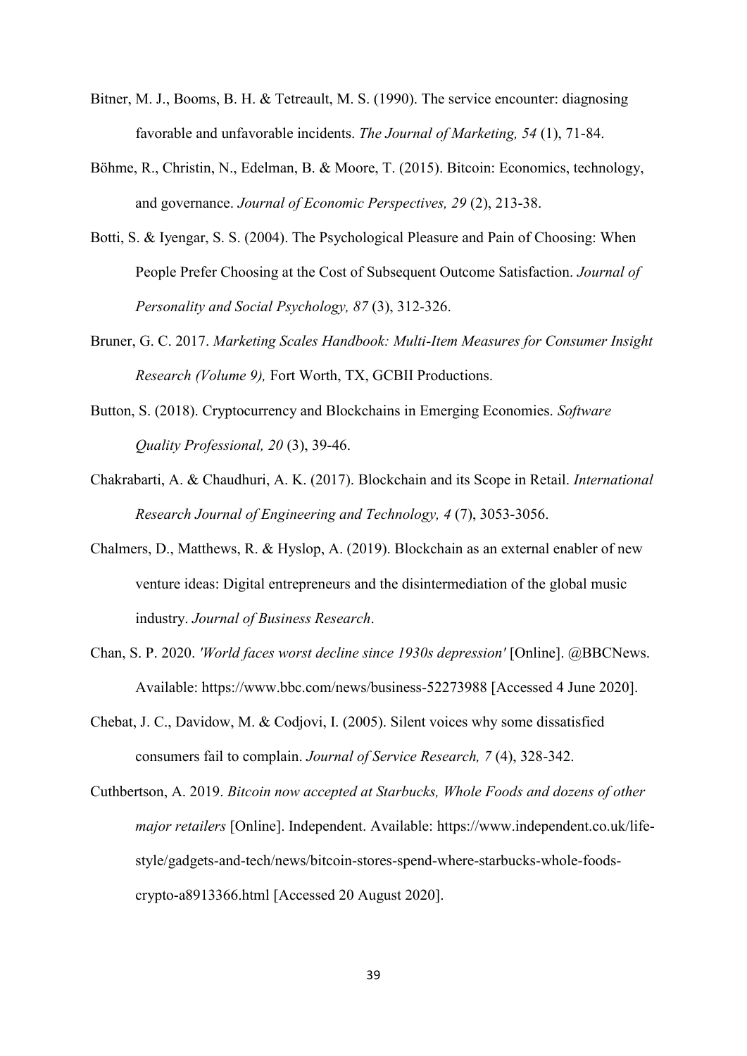Bitner, M. J., Booms, B. H. & Tetreault, M. S. (1990). The service encounter: diagnosing favorable and unfavorable incidents. *The Journal of Marketing, 54* (1), 71-84.

Böhme, R., Christin, N., Edelman, B. & Moore, T. (2015). Bitcoin: Economics, technology, and governance. *Journal of Economic Perspectives, 29* (2), 213-38.

Botti, S. & Iyengar, S. S. (2004). The Psychological Pleasure and Pain of Choosing: When People Prefer Choosing at the Cost of Subsequent Outcome Satisfaction. *Journal of Personality and Social Psychology, 87* (3), 312-326.

Bruner, G. C. 2017. *Marketing Scales Handbook: Multi-Item Measures for Consumer Insight Research (Volume 9),* Fort Worth, TX, GCBII Productions.

Button, S. (2018). Cryptocurrency and Blockchains in Emerging Economies. *Software Quality Professional, 20* (3), 39-46.

Chakrabarti, A. & Chaudhuri, A. K. (2017). Blockchain and its Scope in Retail. *International Research Journal of Engineering and Technology, 4* (7), 3053-3056.

Chalmers, D., Matthews, R. & Hyslop, A. (2019). Blockchain as an external enabler of new venture ideas: Digital entrepreneurs and the disintermediation of the global music industry. *Journal of Business Research*.

Chan, S. P. 2020. *'World faces worst decline since 1930s depression'* [Online]. @BBCNews. Available: https://www.bbc.com/news/business-52273988 [Accessed 4 June 2020].

Chebat, J. C., Davidow, M. & Codjovi, I. (2005). Silent voices why some dissatisfied consumers fail to complain. *Journal of Service Research, 7* (4), 328-342.

Cuthbertson, A. 2019. *Bitcoin now accepted at Starbucks, Whole Foods and dozens of other major retailers* [Online]. Independent. Available: https://www.independent.co.uk/life-style/gadgets-and-tech/news/bitcoin-stores-spend-where-starbucks-whole-foods-crypto-a8913366.html [Accessed 20 August 2020].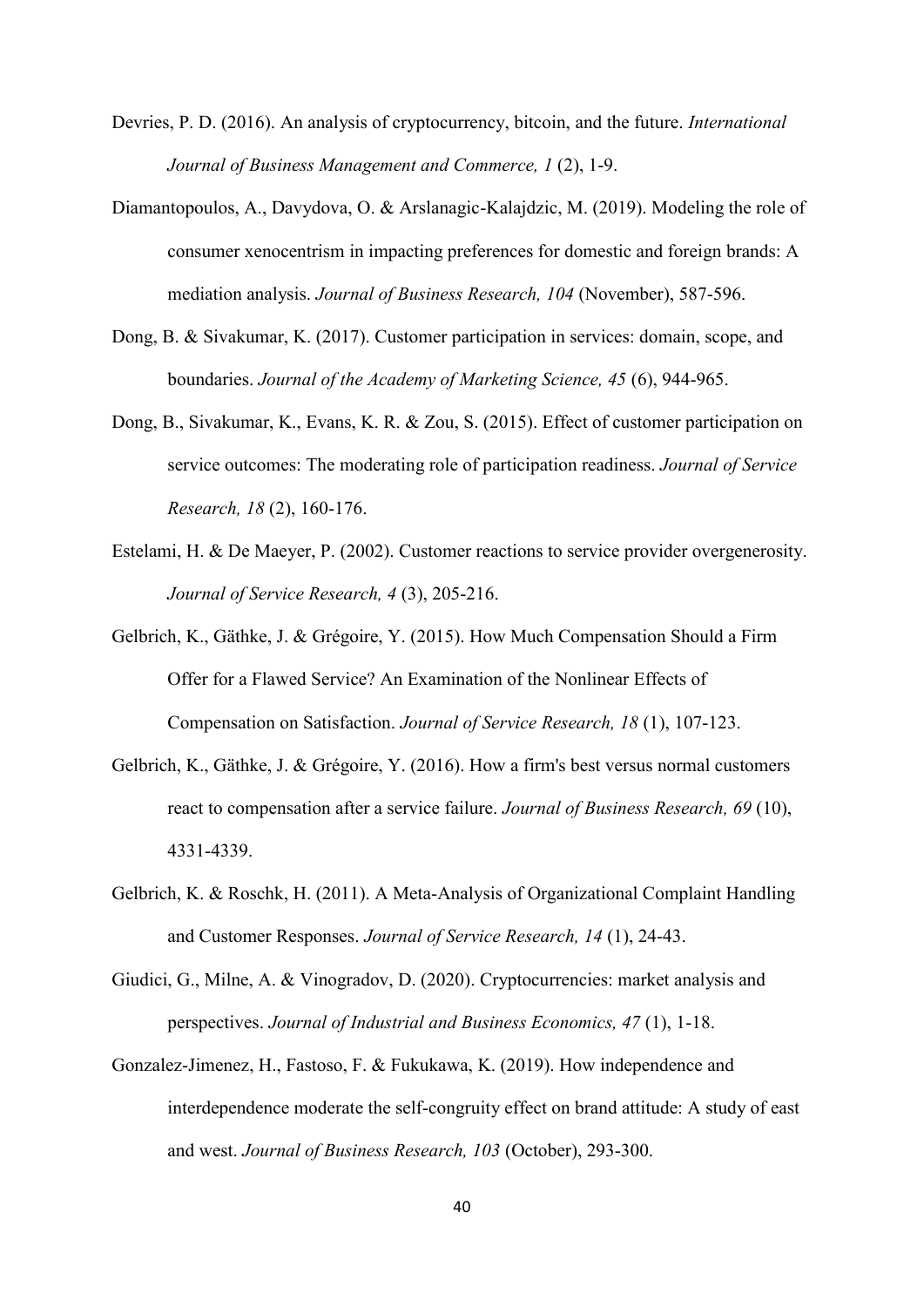Devries, P. D. (2016). An analysis of cryptocurrency, bitcoin, and the future. *International Journal of Business Management and Commerce, 1* (2), 1-9.

Diamantopoulos, A., Davydova, O. & Arslanagic-Kalajdzic, M. (2019). Modeling the role of consumer xenocentrism in impacting preferences for domestic and foreign brands: A mediation analysis. *Journal of Business Research, 104* (November), 587-596.

Dong, B. & Sivakumar, K. (2017). Customer participation in services: domain, scope, and boundaries. *Journal of the Academy of Marketing Science, 45* (6), 944-965.

Dong, B., Sivakumar, K., Evans, K. R. & Zou, S. (2015). Effect of customer participation on service outcomes: The moderating role of participation readiness. *Journal of Service Research, 18* (2), 160-176.

Estelami, H. & De Maeyer, P. (2002). Customer reactions to service provider overgenerosity. *Journal of Service Research, 4* (3), 205-216.

Gelbrich, K., Gäthke, J. & Grégoire, Y. (2015). How Much Compensation Should a Firm Offer for a Flawed Service? An Examination of the Nonlinear Effects of Compensation on Satisfaction. *Journal of Service Research, 18* (1), 107-123.

Gelbrich, K., Gäthke, J. & Grégoire, Y. (2016). How a firm's best versus normal customers react to compensation after a service failure. *Journal of Business Research, 69* (10), 4331-4339.

Gelbrich, K. & Roschk, H. (2011). A Meta-Analysis of Organizational Complaint Handling and Customer Responses. *Journal of Service Research, 14* (1), 24-43.

Giudici, G., Milne, A. & Vinogradov, D. (2020). Cryptocurrencies: market analysis and perspectives. *Journal of Industrial and Business Economics, 47* (1), 1-18.

Gonzalez-Jimenez, H., Fastoso, F. & Fukukawa, K. (2019). How independence and interdependence moderate the self-congruity effect on brand attitude: A study of east and west. *Journal of Business Research, 103* (October), 293-300.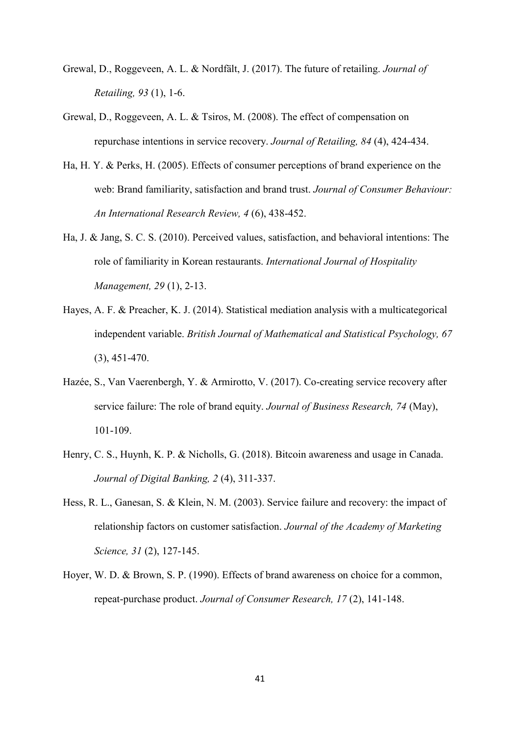Grewal, D., Roggeveen, A. L. & Nordfält, J. (2017). The future of retailing. *Journal of Retailing, 93* (1), 1-6.

Grewal, D., Roggeveen, A. L. & Tsiros, M. (2008). The effect of compensation on repurchase intentions in service recovery. *Journal of Retailing, 84* (4), 424-434.

Ha, H. Y. & Perks, H. (2005). Effects of consumer perceptions of brand experience on the web: Brand familiarity, satisfaction and brand trust. *Journal of Consumer Behaviour: An International Research Review, 4* (6), 438-452.

Ha, J. & Jang, S. C. S. (2010). Perceived values, satisfaction, and behavioral intentions: The role of familiarity in Korean restaurants. *International Journal of Hospitality Management, 29* (1), 2-13.

Hayes, A. F. & Preacher, K. J. (2014). Statistical mediation analysis with a multicategorical independent variable. *British Journal of Mathematical and Statistical Psychology, 67* (3), 451-470.

Hazée, S., Van Vaerenbergh, Y. & Armirotto, V. (2017). Co-creating service recovery after service failure: The role of brand equity. *Journal of Business Research, 74* (May), 101-109.

Henry, C. S., Huynh, K. P. & Nicholls, G. (2018). Bitcoin awareness and usage in Canada. *Journal of Digital Banking, 2* (4), 311-337.

Hess, R. L., Ganesan, S. & Klein, N. M. (2003). Service failure and recovery: the impact of relationship factors on customer satisfaction. *Journal of the Academy of Marketing Science, 31* (2), 127-145.

Hoyer, W. D. & Brown, S. P. (1990). Effects of brand awareness on choice for a common, repeat-purchase product. *Journal of Consumer Research, 17* (2), 141-148.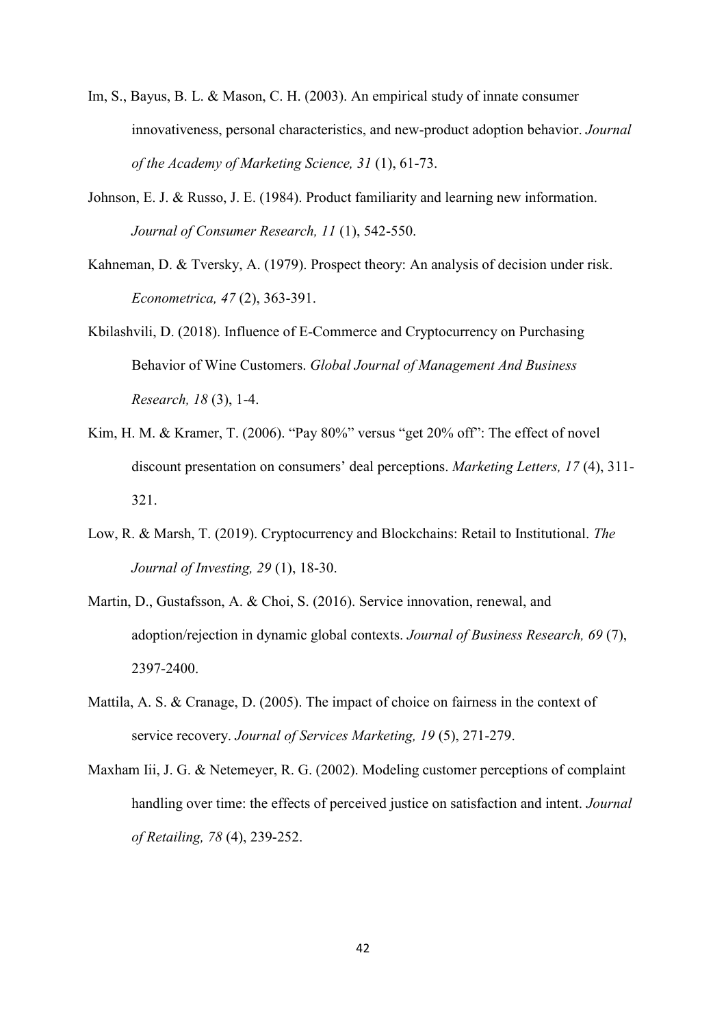Im, S., Bayus, B. L. & Mason, C. H. (2003). An empirical study of innate consumer innovativeness, personal characteristics, and new-product adoption behavior. *Journal of the Academy of Marketing Science, 31* (1), 61-73.

Johnson, E. J. & Russo, J. E. (1984). Product familiarity and learning new information. *Journal of Consumer Research, 11* (1), 542-550.

Kahneman, D. & Tversky, A. (1979). Prospect theory: An analysis of decision under risk. *Econometrica, 47* (2), 363-391.

Kbilashvili, D. (2018). Influence of E-Commerce and Cryptocurrency on Purchasing Behavior of Wine Customers. *Global Journal of Management And Business Research, 18* (3), 1-4.

Kim, H. M. & Kramer, T. (2006). "Pay 80%" versus "get 20% off": The effect of novel discount presentation on consumers' deal perceptions. *Marketing Letters, 17* (4), 311-321.

Low, R. & Marsh, T. (2019). Cryptocurrency and Blockchains: Retail to Institutional. *The Journal of Investing, 29* (1), 18-30.

Martin, D., Gustafsson, A. & Choi, S. (2016). Service innovation, renewal, and adoption/rejection in dynamic global contexts. *Journal of Business Research, 69* (7), 2397-2400.

Mattila, A. S. & Cranage, D. (2005). The impact of choice on fairness in the context of service recovery. *Journal of Services Marketing, 19* (5), 271-279.

Maxham Iii, J. G. & Netemeyer, R. G. (2002). Modeling customer perceptions of complaint handling over time: the effects of perceived justice on satisfaction and intent. *Journal of Retailing, 78* (4), 239-252.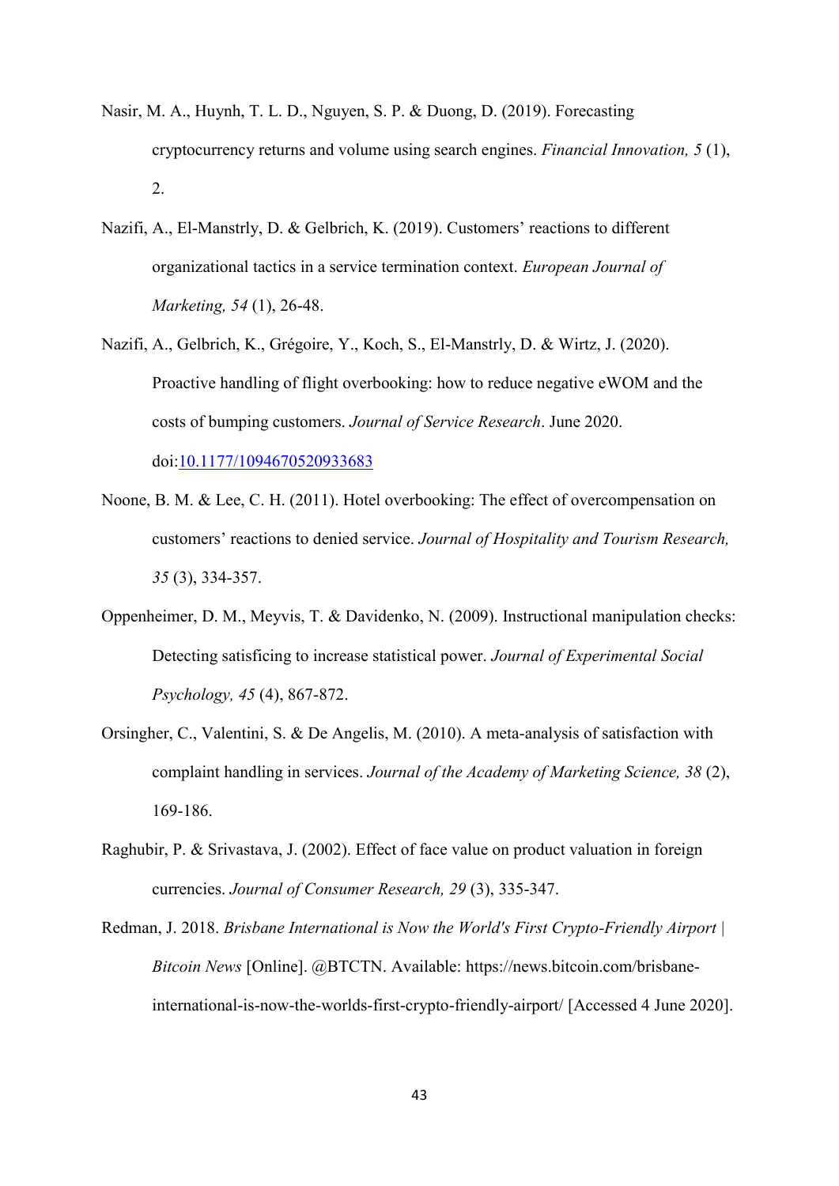Nasir, M. A., Huynh, T. L. D., Nguyen, S. P. & Duong, D. (2019). Forecasting cryptocurrency returns and volume using search engines. *Financial Innovation, 5* (1), 2.

Nazifi, A., El-Manstrly, D. & Gelbrich, K. (2019). Customers' reactions to different organizational tactics in a service termination context. *European Journal of Marketing, 54* (1), 26-48.

Nazifi, A., Gelbrich, K., Grégoire, Y., Koch, S., El-Manstrly, D. & Wirtz, J. (2020). Proactive handling of flight overbooking: how to reduce negative eWOM and the costs of bumping customers. *Journal of Service Research*. June 2020. doi:[10.1177/1094670520933683](https://doi.org/10.1177/1094670520933683)

Noone, B. M. & Lee, C. H. (2011). Hotel overbooking: The effect of overcompensation on customers' reactions to denied service. *Journal of Hospitality and Tourism Research, 35* (3), 334-357.

Oppenheimer, D. M., Meyvis, T. & Davidenko, N. (2009). Instructional manipulation checks: Detecting satisficing to increase statistical power. *Journal of Experimental Social Psychology, 45* (4), 867-872.

Orsingher, C., Valentini, S. & De Angelis, M. (2010). A meta-analysis of satisfaction with complaint handling in services. *Journal of the Academy of Marketing Science, 38* (2), 169-186.

Raghubir, P. & Srivastava, J. (2002). Effect of face value on product valuation in foreign currencies. *Journal of Consumer Research, 29* (3), 335-347.

Redman, J. 2018. *Brisbane International is Now the World's First Crypto-Friendly Airport | Bitcoin News* [Online]. @BTCTN. Available: https://news.bitcoin.com/brisbane-international-is-now-the-worlds-first-crypto-friendly-airport/ [Accessed 4 June 2020].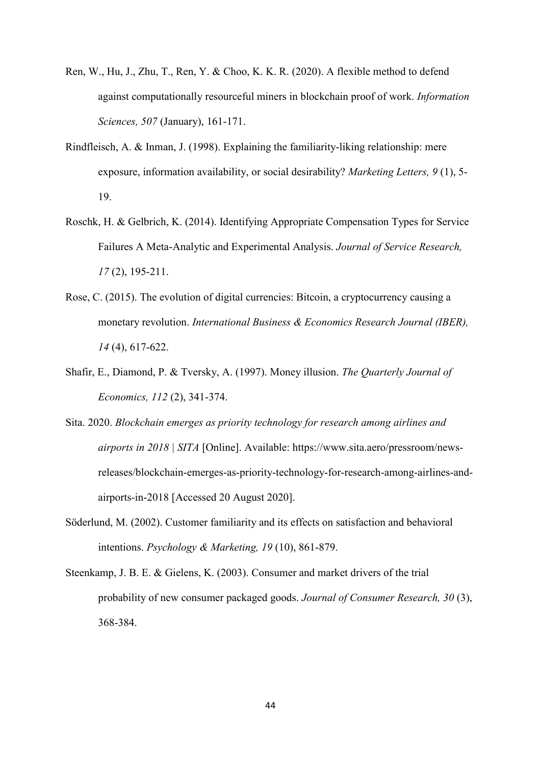Ren, W., Hu, J., Zhu, T., Ren, Y. & Choo, K. K. R. (2020). A flexible method to defend against computationally resourceful miners in blockchain proof of work. *Information Sciences, 507* (January), 161-171.

Rindfleisch, A. & Inman, J. (1998). Explaining the familiarity-liking relationship: mere exposure, information availability, or social desirability? *Marketing Letters, 9* (1), 5-19.

Roschk, H. & Gelbrich, K. (2014). Identifying Appropriate Compensation Types for Service Failures A Meta-Analytic and Experimental Analysis. *Journal of Service Research, 17* (2), 195-211.

Rose, C. (2015). The evolution of digital currencies: Bitcoin, a cryptocurrency causing a monetary revolution. *International Business & Economics Research Journal (IBER), 14* (4), 617-622.

Shafir, E., Diamond, P. & Tversky, A. (1997). Money illusion. *The Quarterly Journal of Economics, 112* (2), 341-374.

Sita. 2020. *Blockchain emerges as priority technology for research among airlines and airports in 2018 | SITA* [Online]. Available: https://www.sita.aero/pressroom/news-releases/blockchain-emerges-as-priority-technology-for-research-among-airlines-and-airports-in-2018 [Accessed 20 August 2020].

Söderlund, M. (2002). Customer familiarity and its effects on satisfaction and behavioral intentions. *Psychology & Marketing, 19* (10), 861-879.

Steenkamp, J. B. E. & Gielens, K. (2003). Consumer and market drivers of the trial probability of new consumer packaged goods. *Journal of Consumer Research, 30* (3), 368-384.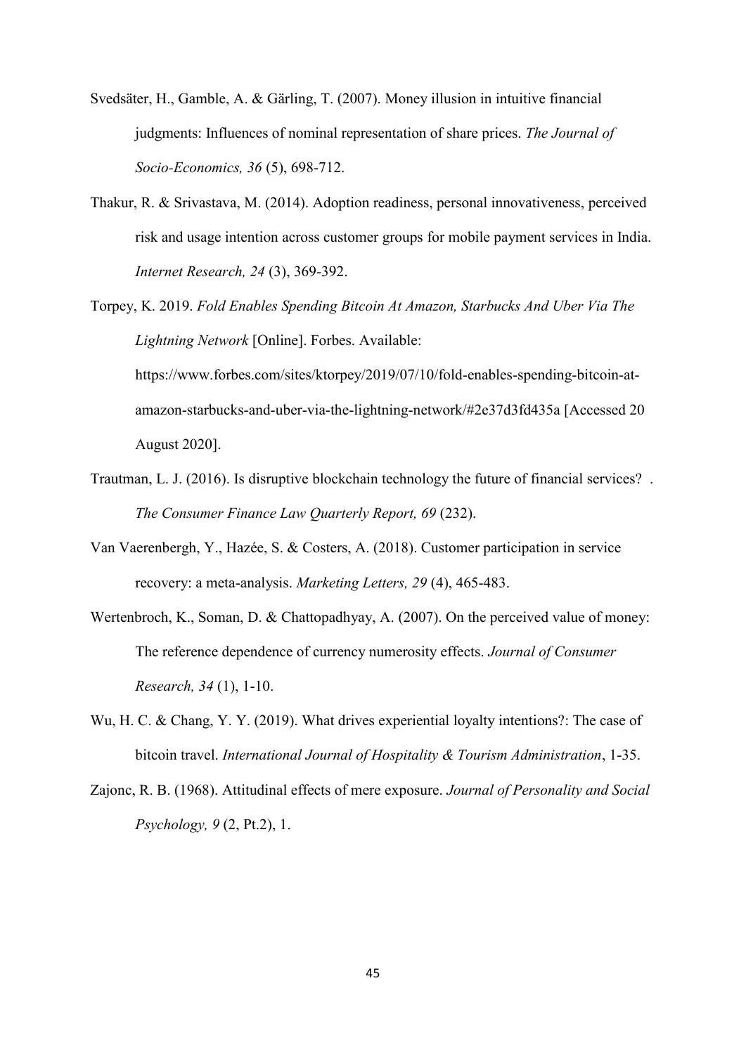Svedsäter, H., Gamble, A. & Gärling, T. (2007). Money illusion in intuitive financial judgments: Influences of nominal representation of share prices. *The Journal of Socio-Economics, 36* (5), 698-712.

Thakur, R. & Srivastava, M. (2014). Adoption readiness, personal innovativeness, perceived risk and usage intention across customer groups for mobile payment services in India. *Internet Research, 24* (3), 369-392.

Torpey, K. 2019. *Fold Enables Spending Bitcoin At Amazon, Starbucks And Uber Via The Lightning Network* [Online]. Forbes. Available: https://www.forbes.com/sites/ktorpey/2019/07/10/fold-enables-spending-bitcoin-at-amazon-starbucks-and-uber-via-the-lightning-network/#2e37d3fd435a [Accessed 20 August 2020].

Trautman, L. J. (2016). Is disruptive blockchain technology the future of financial services? . *The Consumer Finance Law Quarterly Report, 69* (232).

Van Vaerenbergh, Y., Hazée, S. & Costers, A. (2018). Customer participation in service recovery: a meta-analysis. *Marketing Letters, 29* (4), 465-483.

Wertenbroch, K., Soman, D. & Chattopadhyay, A. (2007). On the perceived value of money: The reference dependence of currency numerosity effects. *Journal of Consumer Research, 34* (1), 1-10.

Wu, H. C. & Chang, Y. Y. (2019). What drives experiential loyalty intentions?: The case of bitcoin travel. *International Journal of Hospitality & Tourism Administration*, 1-35.

Zajonc, R. B. (1968). Attitudinal effects of mere exposure. *Journal of Personality and Social Psychology, 9* (2, Pt.2), 1.